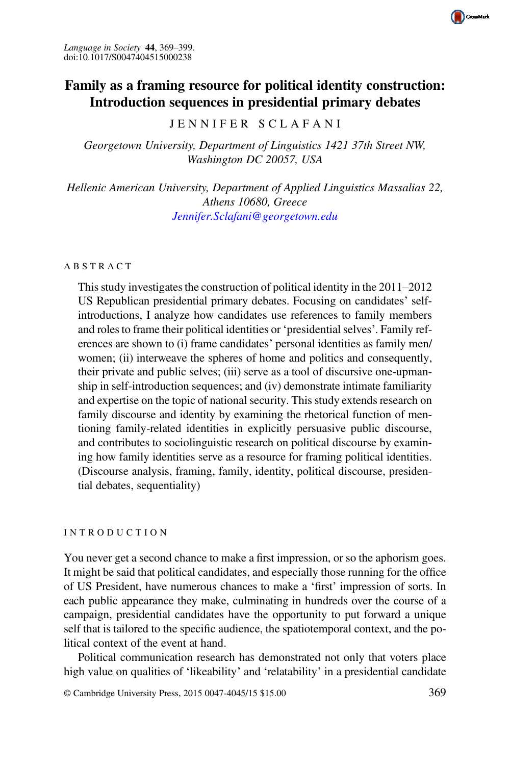# Family as a framing resource for political identity construction: Introduction sequences in presidential primary debates

JENNIFER SCLAFANI

*Georgetown University, Department of Linguistics 1421 37th Street NW, Washington DC 20057, USA*

*Hellenic American University, Department of Applied Linguistics Massalias 22, Athens 10680, Greece*
*Jennifer.Sclafani@georgetown.edu*

## ABSTRACT

This study investigates the construction of political identity in the 2011–2012 US Republican presidential primary debates. Focusing on candidates' self-introductions, I analyze how candidates use references to family members and roles to frame their political identities or 'presidential selves'. Family references are shown to (i) frame candidates' personal identities as family men/women; (ii) interweave the spheres of home and politics and consequently, their private and public selves; (iii) serve as a tool of discursive one-upmanship in self-introduction sequences; and (iv) demonstrate intimate familiarity and expertise on the topic of national security. This study extends research on family discourse and identity by examining the rhetorical function of mentioning family-related identities in explicitly persuasive public discourse, and contributes to sociolinguistic research on political discourse by examining how family identities serve as a resource for framing political identities. (Discourse analysis, framing, family, identity, political discourse, presidential debates, sequentiality)

## INTRODUCTION

You never get a second chance to make a first impression, or so the aphorism goes. It might be said that political candidates, and especially those running for the office of US President, have numerous chances to make a 'first' impression of sorts. In each public appearance they make, culminating in hundreds over the course of a campaign, presidential candidates have the opportunity to put forward a unique self that is tailored to the specific audience, the spatiotemporal context, and the political context of the event at hand.

Political communication research has demonstrated not only that voters place high value on qualities of 'likeability' and 'relatability' in a presidential candidate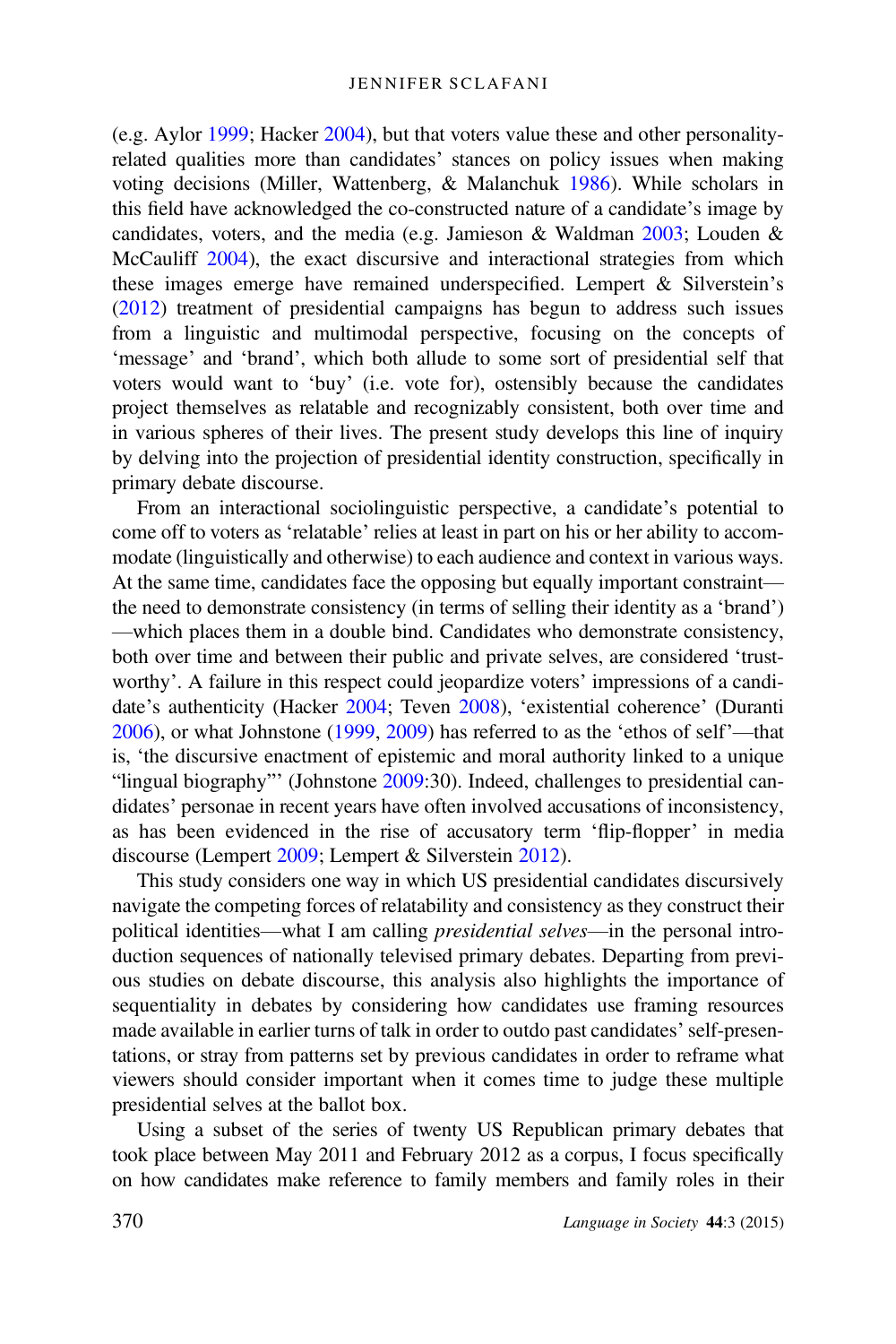(e.g. Aylor 1999; Hacker 2004), but that voters value these and other personality-related qualities more than candidates' stances on policy issues when making voting decisions (Miller, Wattenberg, & Malanchuk 1986). While scholars in this field have acknowledged the co-constructed nature of a candidate's image by candidates, voters, and the media (e.g. Jamieson & Waldman 2003; Louden & McCauliff 2004), the exact discursive and interactional strategies from which these images emerge have remained underspecified. Lempert & Silverstein's (2012) treatment of presidential campaigns has begun to address such issues from a linguistic and multimodal perspective, focusing on the concepts of 'message' and 'brand', which both allude to some sort of presidential self that voters would want to 'buy' (i.e. vote for), ostensibly because the candidates project themselves as relatable and recognizably consistent, both over time and in various spheres of their lives. The present study develops this line of inquiry by delving into the projection of presidential identity construction, specifically in primary debate discourse.

From an interactional sociolinguistic perspective, a candidate's potential to come off to voters as 'relatable' relies at least in part on his or her ability to accommodate (linguistically and otherwise) to each audience and context in various ways. At the same time, candidates face the opposing but equally important constraint—the need to demonstrate consistency (in terms of selling their identity as a 'brand')—which places them in a double bind. Candidates who demonstrate consistency, both over time and between their public and private selves, are considered 'trustworthy'. A failure in this respect could jeopardize voters' impressions of a candidate's authenticity (Hacker 2004; Teven 2008), 'existential coherence' (Duranti 2006), or what Johnstone (1999, 2009) has referred to as the 'ethos of self'—that is, 'the discursive enactment of epistemic and moral authority linked to a unique "lingual biography"' (Johnstone 2009:30). Indeed, challenges to presidential candidates' personae in recent years have often involved accusations of inconsistency, as has been evidenced in the rise of accusatory term 'flip-flopper' in media discourse (Lempert 2009; Lempert & Silverstein 2012).

This study considers one way in which US presidential candidates discursively navigate the competing forces of relatability and consistency as they construct their political identities—what I am calling *presidential selves*—in the personal introduction sequences of nationally televised primary debates. Departing from previous studies on debate discourse, this analysis also highlights the importance of sequentiality in debates by considering how candidates use framing resources made available in earlier turns of talk in order to outdo past candidates' self-presentations, or stray from patterns set by previous candidates in order to reframe what viewers should consider important when it comes time to judge these multiple presidential selves at the ballot box.

Using a subset of the series of twenty US Republican primary debates that took place between May 2011 and February 2012 as a corpus, I focus specifically on how candidates make reference to family members and family roles in their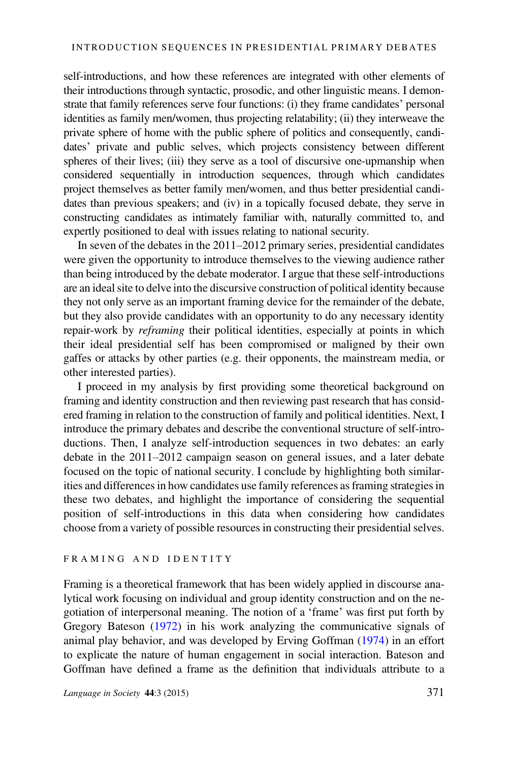self-introductions, and how these references are integrated with other elements of their introductions through syntactic, prosodic, and other linguistic means. I demonstrate that family references serve four functions: (i) they frame candidates' personal identities as family men/women, thus projecting relatability; (ii) they interweave the private sphere of home with the public sphere of politics and consequently, candidates' private and public selves, which projects consistency between different spheres of their lives; (iii) they serve as a tool of discursive one-upmanship when considered sequentially in introduction sequences, through which candidates project themselves as better family men/women, and thus better presidential candidates than previous speakers; and (iv) in a topically focused debate, they serve in constructing candidates as intimately familiar with, naturally committed to, and expertly positioned to deal with issues relating to national security.

In seven of the debates in the 2011–2012 primary series, presidential candidates were given the opportunity to introduce themselves to the viewing audience rather than being introduced by the debate moderator. I argue that these self-introductions are an ideal site to delve into the discursive construction of political identity because they not only serve as an important framing device for the remainder of the debate, but they also provide candidates with an opportunity to do any necessary identity repair-work by *reframing* their political identities, especially at points in which their ideal presidential self has been compromised or maligned by their own gaffes or attacks by other parties (e.g. their opponents, the mainstream media, or other interested parties).

I proceed in my analysis by first providing some theoretical background on framing and identity construction and then reviewing past research that has considered framing in relation to the construction of family and political identities. Next, I introduce the primary debates and describe the conventional structure of self-introductions. Then, I analyze self-introduction sequences in two debates: an early debate in the 2011–2012 campaign season on general issues, and a later debate focused on the topic of national security. I conclude by highlighting both similarities and differences in how candidates use family references as framing strategies in these two debates, and highlight the importance of considering the sequential position of self-introductions in this data when considering how candidates choose from a variety of possible resources in constructing their presidential selves.

## FRAMING AND IDENTITY

Framing is a theoretical framework that has been widely applied in discourse analytical work focusing on individual and group identity construction and on the negotiation of interpersonal meaning. The notion of a 'frame' was first put forth by Gregory Bateson (1972) in his work analyzing the communicative signals of animal play behavior, and was developed by Erving Goffman (1974) in an effort to explicate the nature of human engagement in social interaction. Bateson and Goffman have defined a frame as the definition that individuals attribute to a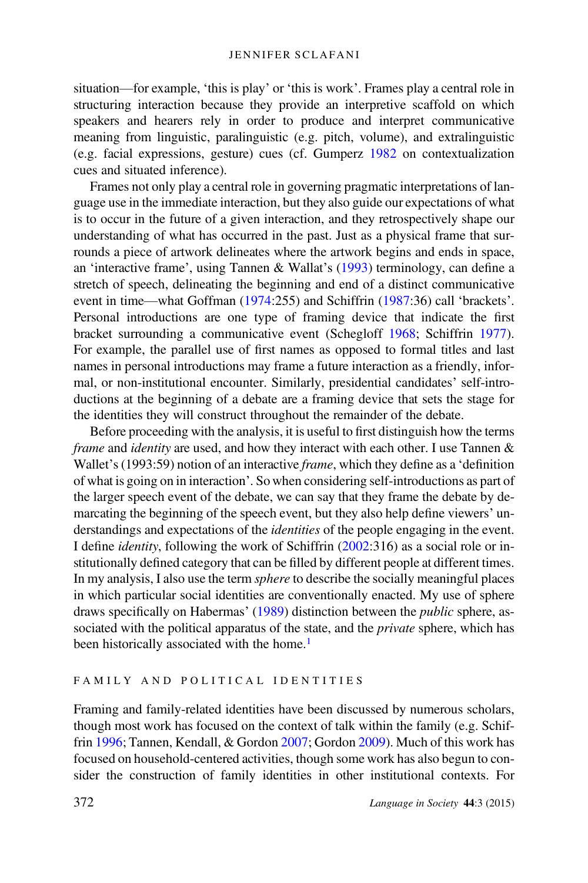situation—for example, 'this is play' or 'this is work'. Frames play a central role in structuring interaction because they provide an interpretive scaffold on which speakers and hearers rely in order to produce and interpret communicative meaning from linguistic, paralinguistic (e.g. pitch, volume), and extralinguistic (e.g. facial expressions, gesture) cues (cf. Gumperz 1982 on contextualization cues and situated inference).

Frames not only play a central role in governing pragmatic interpretations of language use in the immediate interaction, but they also guide our expectations of what is to occur in the future of a given interaction, and they retrospectively shape our understanding of what has occurred in the past. Just as a physical frame that surrounds a piece of artwork delineates where the artwork begins and ends in space, an 'interactive frame', using Tannen & Wallat's (1993) terminology, can define a stretch of speech, delineating the beginning and end of a distinct communicative event in time—what Goffman (1974:255) and Schiffrin (1987:36) call 'brackets'. Personal introductions are one type of framing device that indicate the first bracket surrounding a communicative event (Schegloff 1968; Schiffrin 1977). For example, the parallel use of first names as opposed to formal titles and last names in personal introductions may frame a future interaction as a friendly, informal, or non-institutional encounter. Similarly, presidential candidates' self-introductions at the beginning of a debate are a framing device that sets the stage for the identities they will construct throughout the remainder of the debate.

Before proceeding with the analysis, it is useful to first distinguish how the terms *frame* and *identity* are used, and how they interact with each other. I use Tannen & Wallet's (1993:59) notion of an interactive *frame*, which they define as a 'definition of what is going on in interaction'. So when considering self-introductions as part of the larger speech event of the debate, we can say that they frame the debate by demarcating the beginning of the speech event, but they also help define viewers' understandings and expectations of the *identities* of the people engaging in the event. I define *identity*, following the work of Schiffrin (2002:316) as a social role or institutionally defined category that can be filled by different people at different times. In my analysis, I also use the term *sphere* to describe the socially meaningful places in which particular social identities are conventionally enacted. My use of sphere draws specifically on Habermas' (1989) distinction between the *public* sphere, associated with the political apparatus of the state, and the *private* sphere, which has been historically associated with the home.[1]

## FAMILY AND POLITICAL IDENTITIES

Framing and family-related identities have been discussed by numerous scholars, though most work has focused on the context of talk within the family (e.g. Schiffrin 1996; Tannen, Kendall, & Gordon 2007; Gordon 2009). Much of this work has focused on household-centered activities, though some work has also begun to consider the construction of family identities in other institutional contexts. For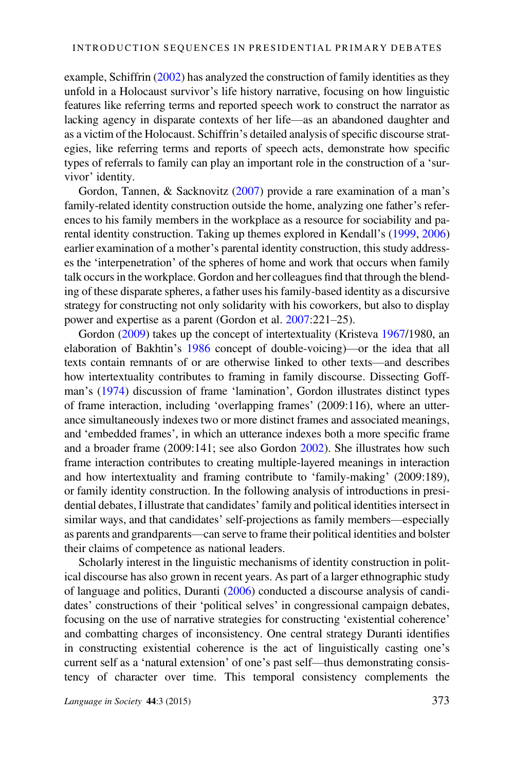example, Schiffrin (2002) has analyzed the construction of family identities as they unfold in a Holocaust survivor's life history narrative, focusing on how linguistic features like referring terms and reported speech work to construct the narrator as lacking agency in disparate contexts of her life—as an abandoned daughter and as a victim of the Holocaust. Schiffrin's detailed analysis of specific discourse strategies, like referring terms and reports of speech acts, demonstrate how specific types of referrals to family can play an important role in the construction of a 'survivor' identity.

Gordon, Tannen, & Sacknovitz (2007) provide a rare examination of a man's family-related identity construction outside the home, analyzing one father's references to his family members in the workplace as a resource for sociability and parental identity construction. Taking up themes explored in Kendall's (1999, 2006) earlier examination of a mother's parental identity construction, this study addresses the 'interpenetration' of the spheres of home and work that occurs when family talk occurs in the workplace. Gordon and her colleagues find that through the blending of these disparate spheres, a father uses his family-based identity as a discursive strategy for constructing not only solidarity with his coworkers, but also to display power and expertise as a parent (Gordon et al. 2007:221–25).

Gordon (2009) takes up the concept of intertextuality (Kristeva 1967/1980, an elaboration of Bakhtin's 1986 concept of double-voicing)—or the idea that all texts contain remnants of or are otherwise linked to other texts—and describes how intertextuality contributes to framing in family discourse. Dissecting Goffman's (1974) discussion of frame 'lamination', Gordon illustrates distinct types of frame interaction, including 'overlapping frames' (2009:116), where an utterance simultaneously indexes two or more distinct frames and associated meanings, and 'embedded frames', in which an utterance indexes both a more specific frame and a broader frame (2009:141; see also Gordon 2002). She illustrates how such frame interaction contributes to creating multiple-layered meanings in interaction and how intertextuality and framing contribute to 'family-making' (2009:189), or family identity construction. In the following analysis of introductions in presidential debates, I illustrate that candidates' family and political identities intersect in similar ways, and that candidates' self-projections as family members—especially as parents and grandparents—can serve to frame their political identities and bolster their claims of competence as national leaders.

Scholarly interest in the linguistic mechanisms of identity construction in political discourse has also grown in recent years. As part of a larger ethnographic study of language and politics, Duranti (2006) conducted a discourse analysis of candidates' constructions of their 'political selves' in congressional campaign debates, focusing on the use of narrative strategies for constructing 'existential coherence' and combatting charges of inconsistency. One central strategy Duranti identifies in constructing existential coherence is the act of linguistically casting one's current self as a 'natural extension' of one's past self—thus demonstrating consistency of character over time. This temporal consistency complements the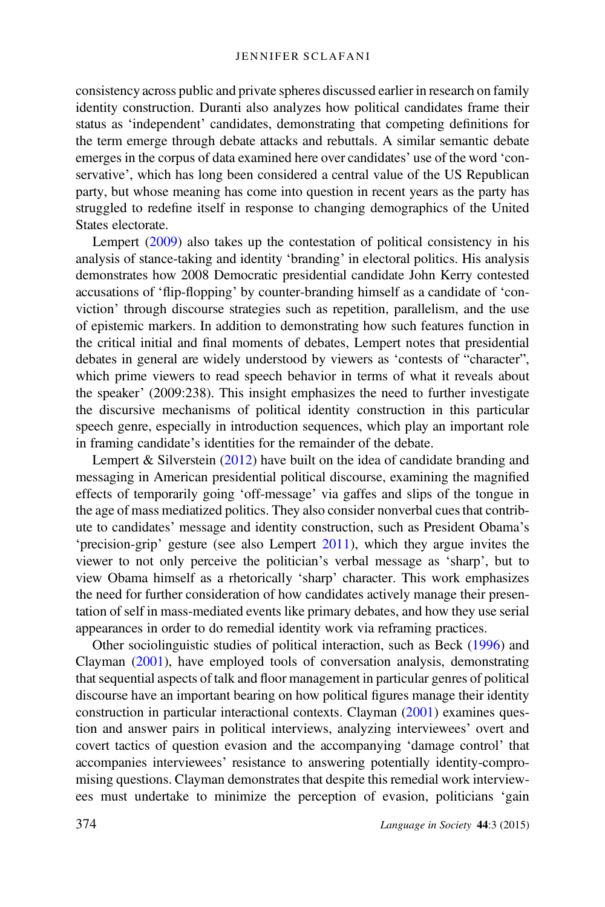consistency across public and private spheres discussed earlier in research on family identity construction. Duranti also analyzes how political candidates frame their status as 'independent' candidates, demonstrating that competing definitions for the term emerge through debate attacks and rebuttals. A similar semantic debate emerges in the corpus of data examined here over candidates' use of the word 'conservative', which has long been considered a central value of the US Republican party, but whose meaning has come into question in recent years as the party has struggled to redefine itself in response to changing demographics of the United States electorate.

Lempert (2009) also takes up the contestation of political consistency in his analysis of stance-taking and identity 'branding' in electoral politics. His analysis demonstrates how 2008 Democratic presidential candidate John Kerry contested accusations of 'flip-flopping' by counter-branding himself as a candidate of 'conviction' through discourse strategies such as repetition, parallelism, and the use of epistemic markers. In addition to demonstrating how such features function in the critical initial and final moments of debates, Lempert notes that presidential debates in general are widely understood by viewers as 'contests of "character", which prime viewers to read speech behavior in terms of what it reveals about the speaker' (2009:238). This insight emphasizes the need to further investigate the discursive mechanisms of political identity construction in this particular speech genre, especially in introduction sequences, which play an important role in framing candidate's identities for the remainder of the debate.

Lempert & Silverstein (2012) have built on the idea of candidate branding and messaging in American presidential political discourse, examining the magnified effects of temporarily going 'off-message' via gaffes and slips of the tongue in the age of mass mediatized politics. They also consider nonverbal cues that contribute to candidates' message and identity construction, such as President Obama's 'precision-grip' gesture (see also Lempert 2011), which they argue invites the viewer to not only perceive the politician's verbal message as 'sharp', but to view Obama himself as a rhetorically 'sharp' character. This work emphasizes the need for further consideration of how candidates actively manage their presentation of self in mass-mediated events like primary debates, and how they use serial appearances in order to do remedial identity work via reframing practices.

Other sociolinguistic studies of political interaction, such as Beck (1996) and Clayman (2001), have employed tools of conversation analysis, demonstrating that sequential aspects of talk and floor management in particular genres of political discourse have an important bearing on how political figures manage their identity construction in particular interactional contexts. Clayman (2001) examines question and answer pairs in political interviews, analyzing interviewees' overt and covert tactics of question evasion and the accompanying 'damage control' that accompanies interviewees' resistance to answering potentially identity-compromising questions. Clayman demonstrates that despite this remedial work interviewees must undertake to minimize the perception of evasion, politicians 'gain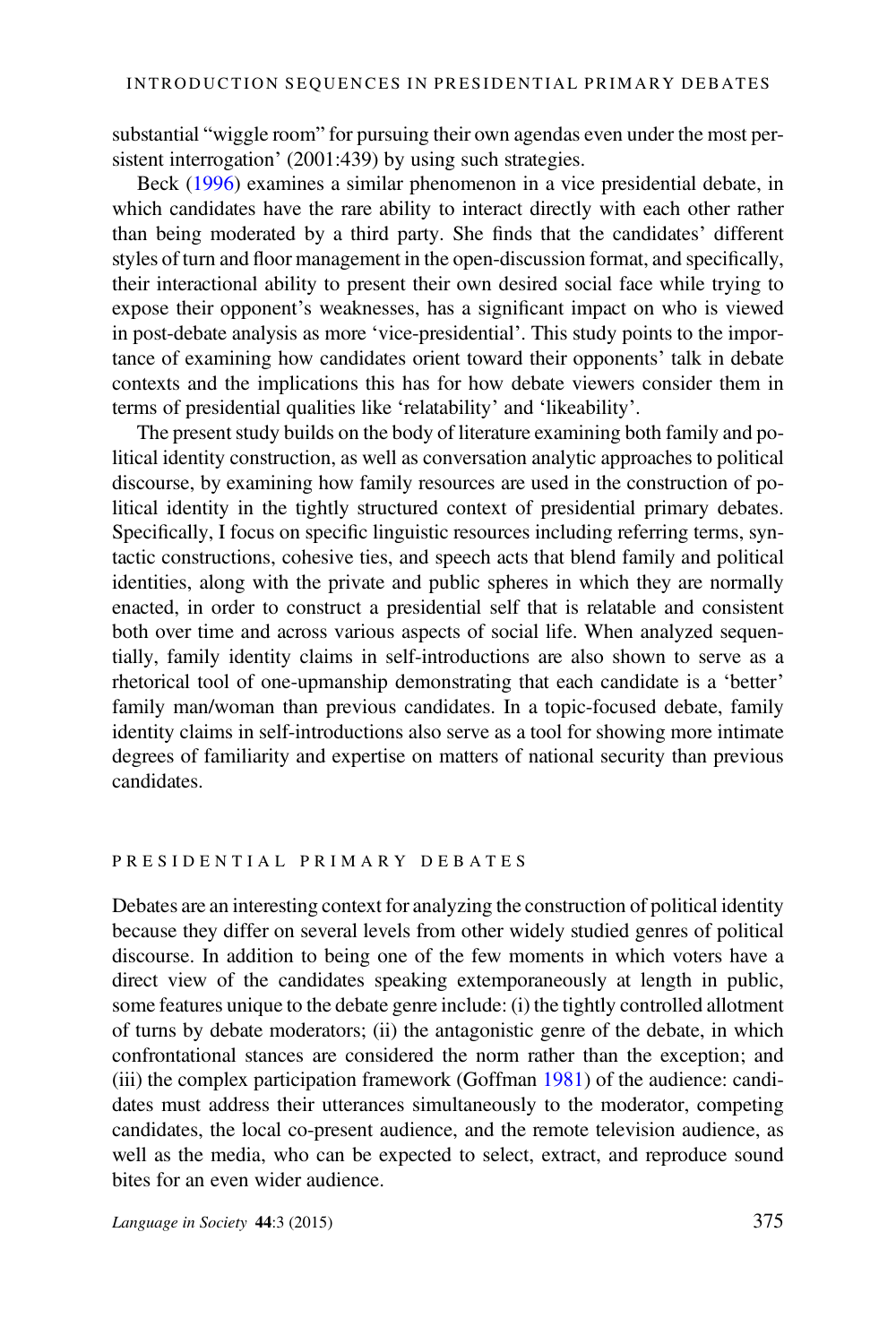substantial "wiggle room" for pursuing their own agendas even under the most persistent interrogation' (2001:439) by using such strategies.

Beck (1996) examines a similar phenomenon in a vice presidential debate, in which candidates have the rare ability to interact directly with each other rather than being moderated by a third party. She finds that the candidates' different styles of turn and floor management in the open-discussion format, and specifically, their interactional ability to present their own desired social face while trying to expose their opponent's weaknesses, has a significant impact on who is viewed in post-debate analysis as more 'vice-presidential'. This study points to the importance of examining how candidates orient toward their opponents' talk in debate contexts and the implications this has for how debate viewers consider them in terms of presidential qualities like 'relatability' and 'likeability'.

The present study builds on the body of literature examining both family and political identity construction, as well as conversation analytic approaches to political discourse, by examining how family resources are used in the construction of political identity in the tightly structured context of presidential primary debates. Specifically, I focus on specific linguistic resources including referring terms, syntactic constructions, cohesive ties, and speech acts that blend family and political identities, along with the private and public spheres in which they are normally enacted, in order to construct a presidential self that is relatable and consistent both over time and across various aspects of social life. When analyzed sequentially, family identity claims in self-introductions are also shown to serve as a rhetorical tool of one-upmanship demonstrating that each candidate is a 'better' family man/woman than previous candidates. In a topic-focused debate, family identity claims in self-introductions also serve as a tool for showing more intimate degrees of familiarity and expertise on matters of national security than previous candidates.

## PRESIDENTIAL PRIMARY DEBATES

Debates are an interesting context for analyzing the construction of political identity because they differ on several levels from other widely studied genres of political discourse. In addition to being one of the few moments in which voters have a direct view of the candidates speaking extemporaneously at length in public, some features unique to the debate genre include: (i) the tightly controlled allotment of turns by debate moderators; (ii) the antagonistic genre of the debate, in which confrontational stances are considered the norm rather than the exception; and (iii) the complex participation framework (Goffman 1981) of the audience: candidates must address their utterances simultaneously to the moderator, competing candidates, the local co-present audience, and the remote television audience, as well as the media, who can be expected to select, extract, and reproduce sound bites for an even wider audience.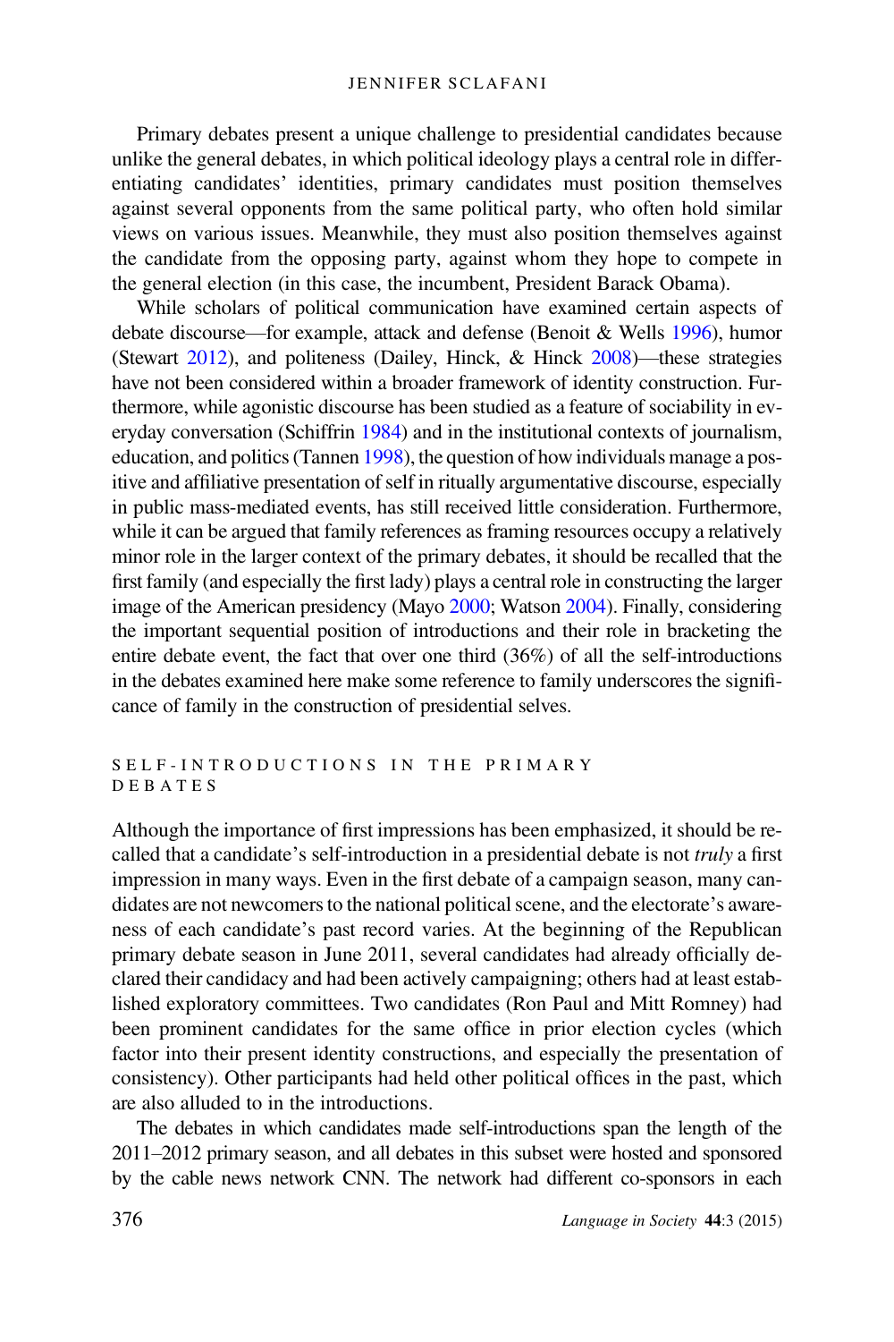Primary debates present a unique challenge to presidential candidates because unlike the general debates, in which political ideology plays a central role in differentiating candidates' identities, primary candidates must position themselves against several opponents from the same political party, who often hold similar views on various issues. Meanwhile, they must also position themselves against the candidate from the opposing party, against whom they hope to compete in the general election (in this case, the incumbent, President Barack Obama).

While scholars of political communication have examined certain aspects of debate discourse—for example, attack and defense (Benoit & Wells 1996), humor (Stewart 2012), and politeness (Dailey, Hinck, & Hinck 2008)—these strategies have not been considered within a broader framework of identity construction. Furthermore, while agonistic discourse has been studied as a feature of sociability in everyday conversation (Schiffrin 1984) and in the institutional contexts of journalism, education, and politics (Tannen 1998), the question of how individuals manage a positive and affiliative presentation of self in ritually argumentative discourse, especially in public mass-mediated events, has still received little consideration. Furthermore, while it can be argued that family references as framing resources occupy a relatively minor role in the larger context of the primary debates, it should be recalled that the first family (and especially the first lady) plays a central role in constructing the larger image of the American presidency (Mayo 2000; Watson 2004). Finally, considering the important sequential position of introductions and their role in bracketing the entire debate event, the fact that over one third (36%) of all the self-introductions in the debates examined here make some reference to family underscores the significance of family in the construction of presidential selves.

## SELF-INTRODUCTIONS IN THE PRIMARY DEBATES

Although the importance of first impressions has been emphasized, it should be recalled that a candidate's self-introduction in a presidential debate is not *truly* a first impression in many ways. Even in the first debate of a campaign season, many candidates are not newcomers to the national political scene, and the electorate's awareness of each candidate's past record varies. At the beginning of the Republican primary debate season in June 2011, several candidates had already officially declared their candidacy and had been actively campaigning; others had at least established exploratory committees. Two candidates (Ron Paul and Mitt Romney) had been prominent candidates for the same office in prior election cycles (which factor into their present identity constructions, and especially the presentation of consistency). Other participants had held other political offices in the past, which are also alluded to in the introductions.

The debates in which candidates made self-introductions span the length of the 2011–2012 primary season, and all debates in this subset were hosted and sponsored by the cable news network CNN. The network had different co-sponsors in each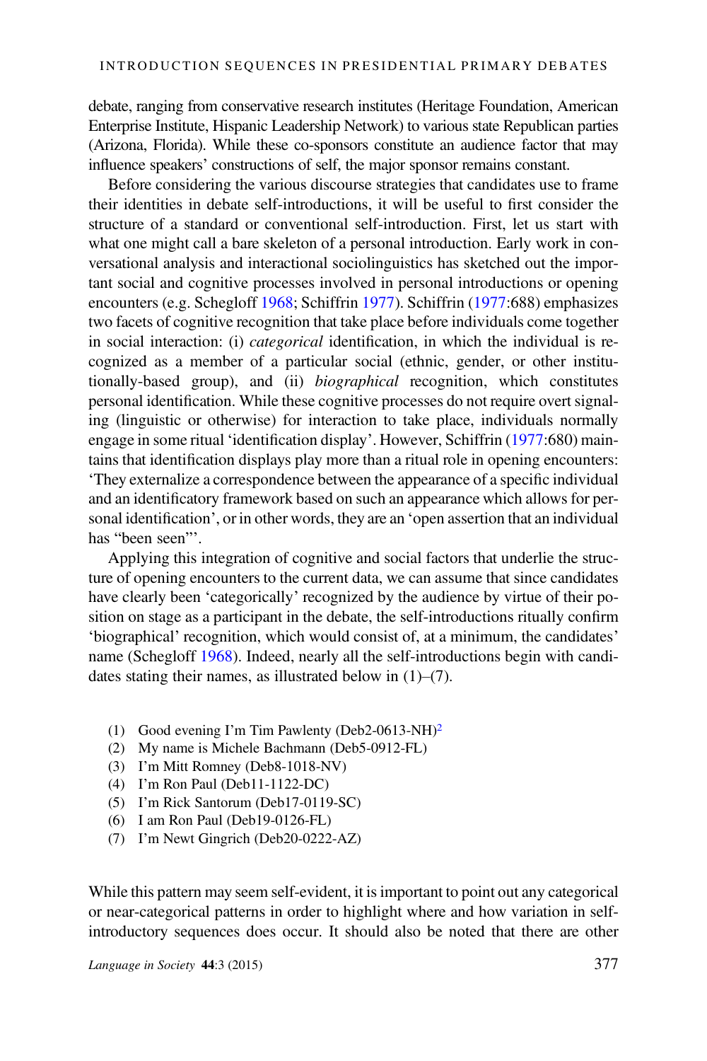debate, ranging from conservative research institutes (Heritage Foundation, American Enterprise Institute, Hispanic Leadership Network) to various state Republican parties (Arizona, Florida). While these co-sponsors constitute an audience factor that may influence speakers' constructions of self, the major sponsor remains constant.

Before considering the various discourse strategies that candidates use to frame their identities in debate self-introductions, it will be useful to first consider the structure of a standard or conventional self-introduction. First, let us start with what one might call a bare skeleton of a personal introduction. Early work in conversational analysis and interactional sociolinguistics has sketched out the important social and cognitive processes involved in personal introductions or opening encounters (e.g. Schegloff 1968; Schiffrin 1977). Schiffrin (1977:688) emphasizes two facets of cognitive recognition that take place before individuals come together in social interaction: (i) *categorical* identification, in which the individual is recognized as a member of a particular social (ethnic, gender, or other institutionally-based group), and (ii) *biographical* recognition, which constitutes personal identification. While these cognitive processes do not require overt signaling (linguistic or otherwise) for interaction to take place, individuals normally engage in some ritual 'identification display'. However, Schiffrin (1977:680) maintains that identification displays play more than a ritual role in opening encounters: 'They externalize a correspondence between the appearance of a specific individual and an identificatory framework based on such an appearance which allows for personal identification', or in other words, they are an 'open assertion that an individual has "been seen"'.

Applying this integration of cognitive and social factors that underlie the structure of opening encounters to the current data, we can assume that since candidates have clearly been 'categorically' recognized by the audience by virtue of their position on stage as a participant in the debate, the self-introductions ritually confirm 'biographical' recognition, which would consist of, at a minimum, the candidates' name (Schegloff 1968). Indeed, nearly all the self-introductions begin with candidates stating their names, as illustrated below in (1)–(7).

(1) Good evening I'm Tim Pawlenty (Deb2-0613-NH)[2]
(2) My name is Michele Bachmann (Deb5-0912-FL)
(3) I'm Mitt Romney (Deb8-1018-NV)
(4) I'm Ron Paul (Deb11-1122-DC)
(5) I'm Rick Santorum (Deb17-0119-SC)
(6) I am Ron Paul (Deb19-0126-FL)
(7) I'm Newt Gingrich (Deb20-0222-AZ)

While this pattern may seem self-evident, it is important to point out any categorical or near-categorical patterns in order to highlight where and how variation in self-introductory sequences does occur. It should also be noted that there are other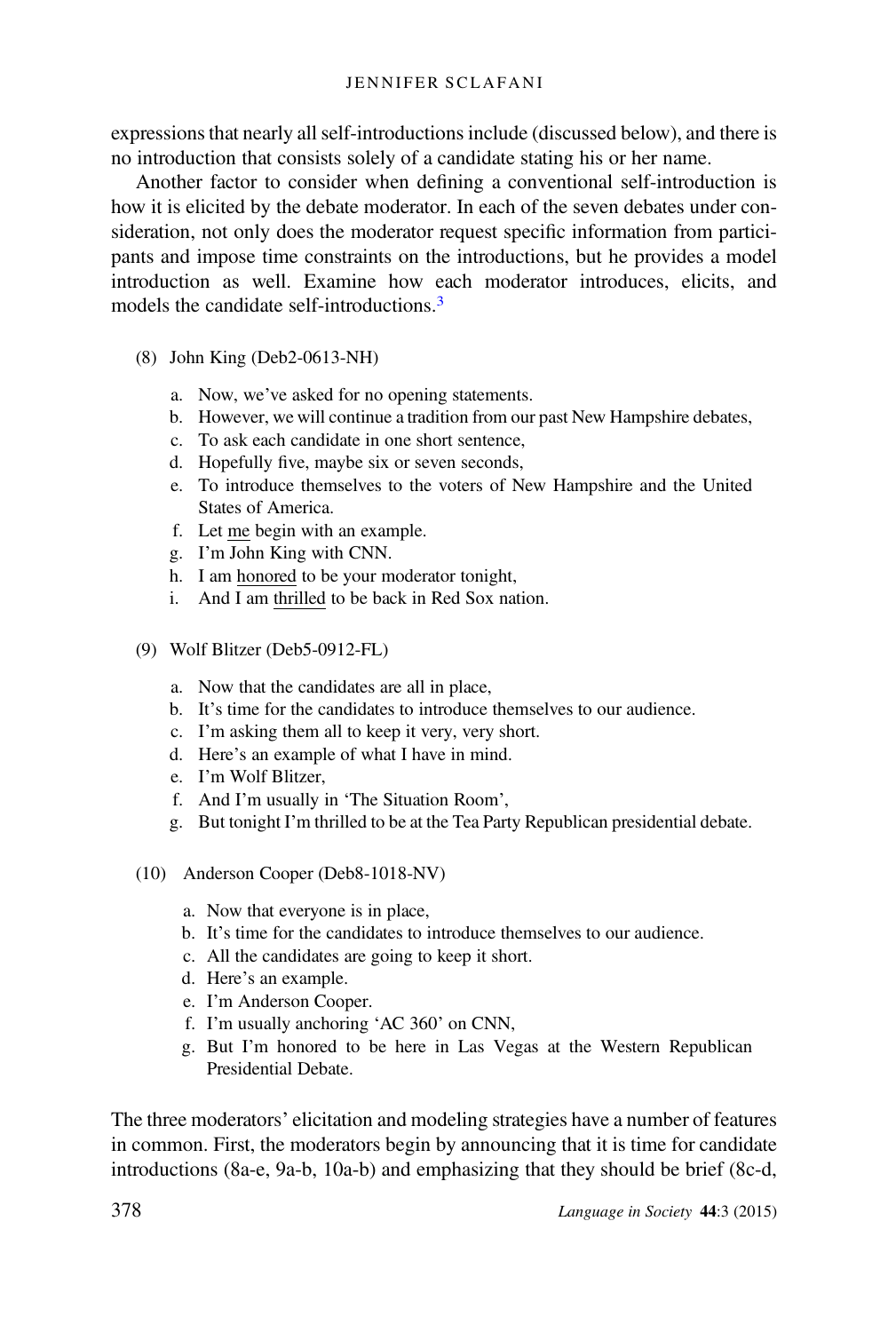expressions that nearly all self-introductions include (discussed below), and there is no introduction that consists solely of a candidate stating his or her name.

Another factor to consider when defining a conventional self-introduction is how it is elicited by the debate moderator. In each of the seven debates under consideration, not only does the moderator request specific information from participants and impose time constraints on the introductions, but he provides a model introduction as well. Examine how each moderator introduces, elicits, and models the candidate self-introductions.[3]

(8) John King (Deb2-0613-NH)

a. Now, we've asked for no opening statements.
b. However, we will continue a tradition from our past New Hampshire debates,
c. To ask each candidate in one short sentence,
d. Hopefully five, maybe six or seven seconds,
e. To introduce themselves to the voters of New Hampshire and the United States of America.
f. Let <u>me</u> begin with an example.
g. I'm John King with CNN.
h. I am <u>honored</u> to be your moderator tonight,
i. And I am <u>thrilled</u> to be back in Red Sox nation.

(9) Wolf Blitzer (Deb5-0912-FL)

a. Now that the candidates are all in place,
b. It's time for the candidates to introduce themselves to our audience.
c. I'm asking them all to keep it very, very short.
d. Here's an example of what I have in mind.
e. I'm Wolf Blitzer,
f. And I'm usually in 'The Situation Room',
g. But tonight I'm thrilled to be at the Tea Party Republican presidential debate.

(10) Anderson Cooper (Deb8-1018-NV)

a. Now that everyone is in place,
b. It's time for the candidates to introduce themselves to our audience.
c. All the candidates are going to keep it short.
d. Here's an example.
e. I'm Anderson Cooper.
f. I'm usually anchoring 'AC 360' on CNN,
g. But I'm honored to be here in Las Vegas at the Western Republican Presidential Debate.

The three moderators' elicitation and modeling strategies have a number of features in common. First, the moderators begin by announcing that it is time for candidate introductions (8a-e, 9a-b, 10a-b) and emphasizing that they should be brief (8c-d,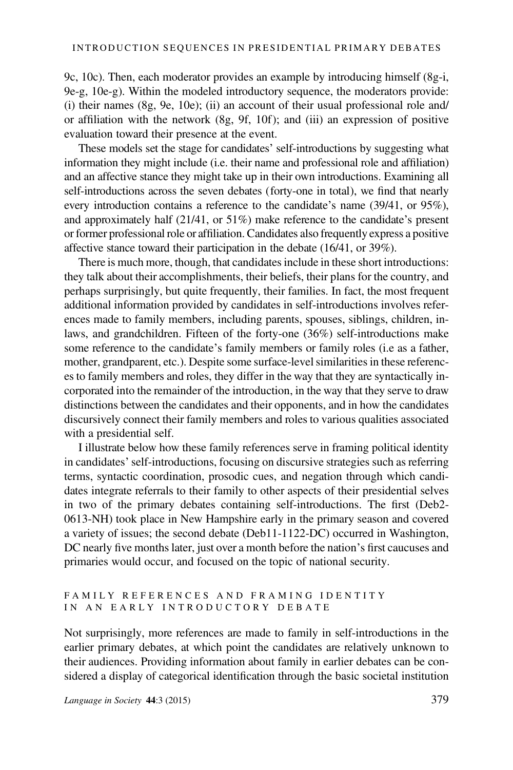9c, 10c). Then, each moderator provides an example by introducing himself (8g-i, 9e-g, 10e-g). Within the modeled introductory sequence, the moderators provide: (i) their names (8g, 9e, 10e); (ii) an account of their usual professional role and/or affiliation with the network (8g, 9f, 10f); and (iii) an expression of positive evaluation toward their presence at the event.

These models set the stage for candidates' self-introductions by suggesting what information they might include (i.e. their name and professional role and affiliation) and an affective stance they might take up in their own introductions. Examining all self-introductions across the seven debates (forty-one in total), we find that nearly every introduction contains a reference to the candidate's name (39/41, or 95%), and approximately half (21/41, or 51%) make reference to the candidate's present or former professional role or affiliation. Candidates also frequently express a positive affective stance toward their participation in the debate (16/41, or 39%).

There is much more, though, that candidates include in these short introductions: they talk about their accomplishments, their beliefs, their plans for the country, and perhaps surprisingly, but quite frequently, their families. In fact, the most frequent additional information provided by candidates in self-introductions involves references made to family members, including parents, spouses, siblings, children, in-laws, and grandchildren. Fifteen of the forty-one (36%) self-introductions make some reference to the candidate's family members or family roles (i.e as a father, mother, grandparent, etc.). Despite some surface-level similarities in these references to family members and roles, they differ in the way that they are syntactically incorporated into the remainder of the introduction, in the way that they serve to draw distinctions between the candidates and their opponents, and in how the candidates discursively connect their family members and roles to various qualities associated with a presidential self.

I illustrate below how these family references serve in framing political identity in candidates' self-introductions, focusing on discursive strategies such as referring terms, syntactic coordination, prosodic cues, and negation through which candidates integrate referrals to their family to other aspects of their presidential selves in two of the primary debates containing self-introductions. The first (Deb2-0613-NH) took place in New Hampshire early in the primary season and covered a variety of issues; the second debate (Deb11-1122-DC) occurred in Washington, DC nearly five months later, just over a month before the nation's first caucuses and primaries would occur, and focused on the topic of national security.

## FAMILY REFERENCES AND FRAMING IDENTITY IN AN EARLY INTRODUCTORY DEBATE

Not surprisingly, more references are made to family in self-introductions in the earlier primary debates, at which point the candidates are relatively unknown to their audiences. Providing information about family in earlier debates can be considered a display of categorical identification through the basic societal institution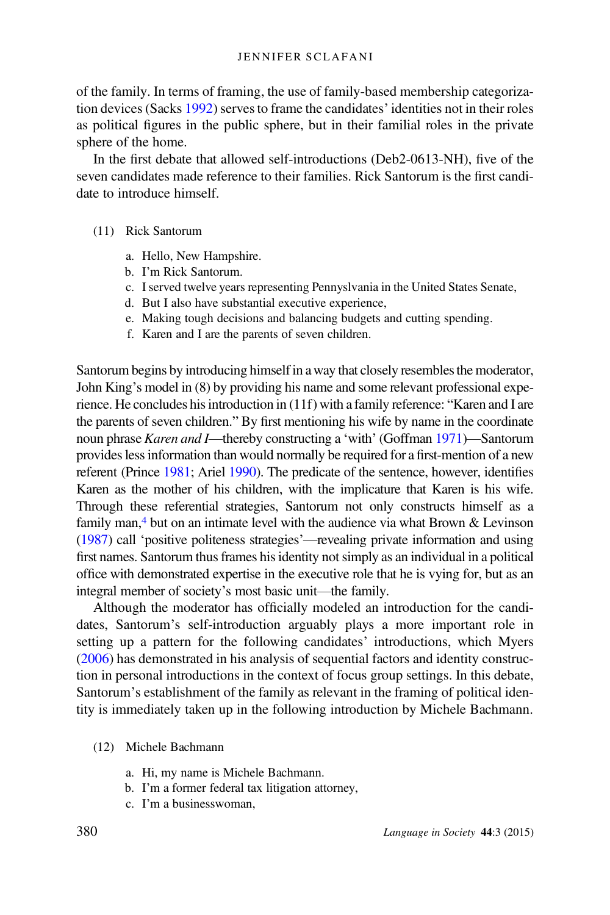of the family. In terms of framing, the use of family-based membership categorization devices (Sacks 1992) serves to frame the candidates' identities not in their roles as political figures in the public sphere, but in their familial roles in the private sphere of the home.

In the first debate that allowed self-introductions (Deb2-0613-NH), five of the seven candidates made reference to their families. Rick Santorum is the first candidate to introduce himself.

(11) Rick Santorum

a. Hello, New Hampshire.
b. I'm Rick Santorum.
c. I served twelve years representing Pennyslvania in the United States Senate,
d. But I also have substantial executive experience,
e. Making tough decisions and balancing budgets and cutting spending.
f. Karen and I are the parents of seven children.

Santorum begins by introducing himself in a way that closely resembles the moderator, John King's model in (8) by providing his name and some relevant professional experience. He concludes his introduction in (11f) with a family reference: "Karen and I are the parents of seven children." By first mentioning his wife by name in the coordinate noun phrase *Karen and I*—thereby constructing a 'with' (Goffman 1971)—Santorum provides less information than would normally be required for a first-mention of a new referent (Prince 1981; Ariel 1990). The predicate of the sentence, however, identifies Karen as the mother of his children, with the implicature that Karen is his wife. Through these referential strategies, Santorum not only constructs himself as a family man,[4] but on an intimate level with the audience via what Brown & Levinson (1987) call 'positive politeness strategies'—revealing private information and using first names. Santorum thus frames his identity not simply as an individual in a political office with demonstrated expertise in the executive role that he is vying for, but as an integral member of society's most basic unit—the family.

Although the moderator has officially modeled an introduction for the candidates, Santorum's self-introduction arguably plays a more important role in setting up a pattern for the following candidates' introductions, which Myers (2006) has demonstrated in his analysis of sequential factors and identity construction in personal introductions in the context of focus group settings. In this debate, Santorum's establishment of the family as relevant in the framing of political identity is immediately taken up in the following introduction by Michele Bachmann.

(12) Michele Bachmann

a. Hi, my name is Michele Bachmann.
b. I'm a former federal tax litigation attorney,
c. I'm a businesswoman,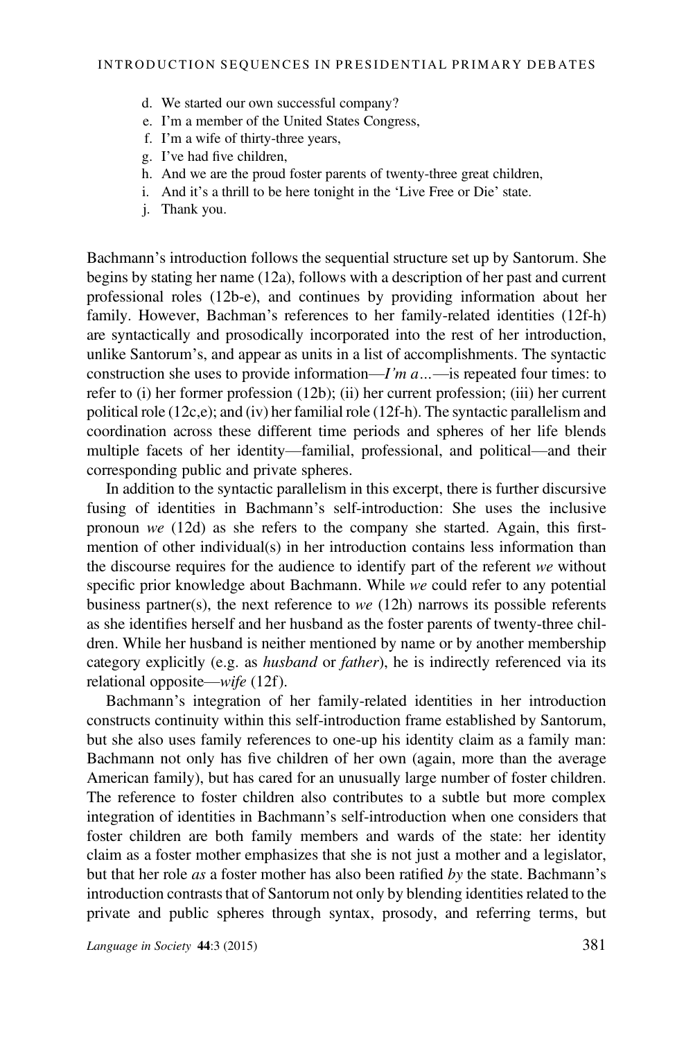d. We started our own successful company?
e. I'm a member of the United States Congress,
f. I'm a wife of thirty-three years,
g. I've had five children,
h. And we are the proud foster parents of twenty-three great children,
i. And it's a thrill to be here tonight in the 'Live Free or Die' state.
j. Thank you.

Bachmann's introduction follows the sequential structure set up by Santorum. She begins by stating her name (12a), follows with a description of her past and current professional roles (12b-e), and continues by providing information about her family. However, Bachman's references to her family-related identities (12f-h) are syntactically and prosodically incorporated into the rest of her introduction, unlike Santorum's, and appear as units in a list of accomplishments. The syntactic construction she uses to provide information—*I'm a…*—is repeated four times: to refer to (i) her former profession (12b); (ii) her current profession; (iii) her current political role (12c,e); and (iv) her familial role (12f-h). The syntactic parallelism and coordination across these different time periods and spheres of her life blends multiple facets of her identity—familial, professional, and political—and their corresponding public and private spheres.

In addition to the syntactic parallelism in this excerpt, there is further discursive fusing of identities in Bachmann's self-introduction: She uses the inclusive pronoun *we* (12d) as she refers to the company she started. Again, this first-mention of other individual(s) in her introduction contains less information than the discourse requires for the audience to identify part of the referent *we* without specific prior knowledge about Bachmann. While *we* could refer to any potential business partner(s), the next reference to *we* (12h) narrows its possible referents as she identifies herself and her husband as the foster parents of twenty-three children. While her husband is neither mentioned by name or by another membership category explicitly (e.g. as *husband* or *father*), he is indirectly referenced via its relational opposite—*wife* (12f).

Bachmann's integration of her family-related identities in her introduction constructs continuity within this self-introduction frame established by Santorum, but she also uses family references to one-up his identity claim as a family man: Bachmann not only has five children of her own (again, more than the average American family), but has cared for an unusually large number of foster children. The reference to foster children also contributes to a subtle but more complex integration of identities in Bachmann's self-introduction when one considers that foster children are both family members and wards of the state: her identity claim as a foster mother emphasizes that she is not just a mother and a legislator, but that her role *as* a foster mother has also been ratified *by* the state. Bachmann's introduction contrasts that of Santorum not only by blending identities related to the private and public spheres through syntax, prosody, and referring terms, but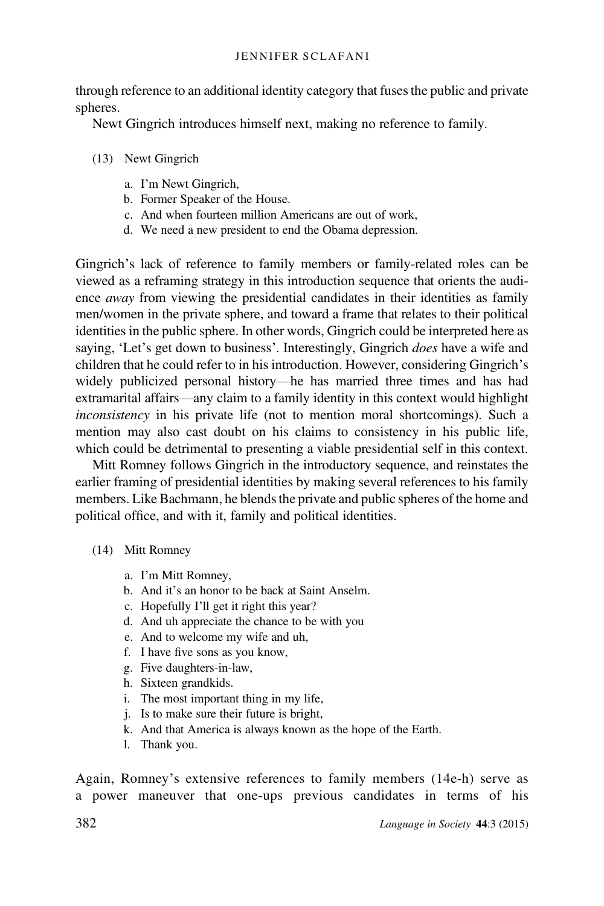through reference to an additional identity category that fuses the public and private spheres.

Newt Gingrich introduces himself next, making no reference to family.

(13) Newt Gingrich

a. I'm Newt Gingrich,
b. Former Speaker of the House.
c. And when fourteen million Americans are out of work,
d. We need a new president to end the Obama depression.

Gingrich's lack of reference to family members or family-related roles can be viewed as a reframing strategy in this introduction sequence that orients the audience *away* from viewing the presidential candidates in their identities as family men/women in the private sphere, and toward a frame that relates to their political identities in the public sphere. In other words, Gingrich could be interpreted here as saying, 'Let's get down to business'. Interestingly, Gingrich *does* have a wife and children that he could refer to in his introduction. However, considering Gingrich's widely publicized personal history—he has married three times and has had extramarital affairs—any claim to a family identity in this context would highlight *inconsistency* in his private life (not to mention moral shortcomings). Such a mention may also cast doubt on his claims to consistency in his public life, which could be detrimental to presenting a viable presidential self in this context.

Mitt Romney follows Gingrich in the introductory sequence, and reinstates the earlier framing of presidential identities by making several references to his family members. Like Bachmann, he blends the private and public spheres of the home and political office, and with it, family and political identities.

(14) Mitt Romney

a. I'm Mitt Romney,
b. And it's an honor to be back at Saint Anselm.
c. Hopefully I'll get it right this year?
d. And uh appreciate the chance to be with you
e. And to welcome my wife and uh,
f. I have five sons as you know,
g. Five daughters-in-law,
h. Sixteen grandkids.
i. The most important thing in my life,
j. Is to make sure their future is bright,
k. And that America is always known as the hope of the Earth.
l. Thank you.

Again, Romney's extensive references to family members (14e-h) serve as a power maneuver that one-ups previous candidates in terms of his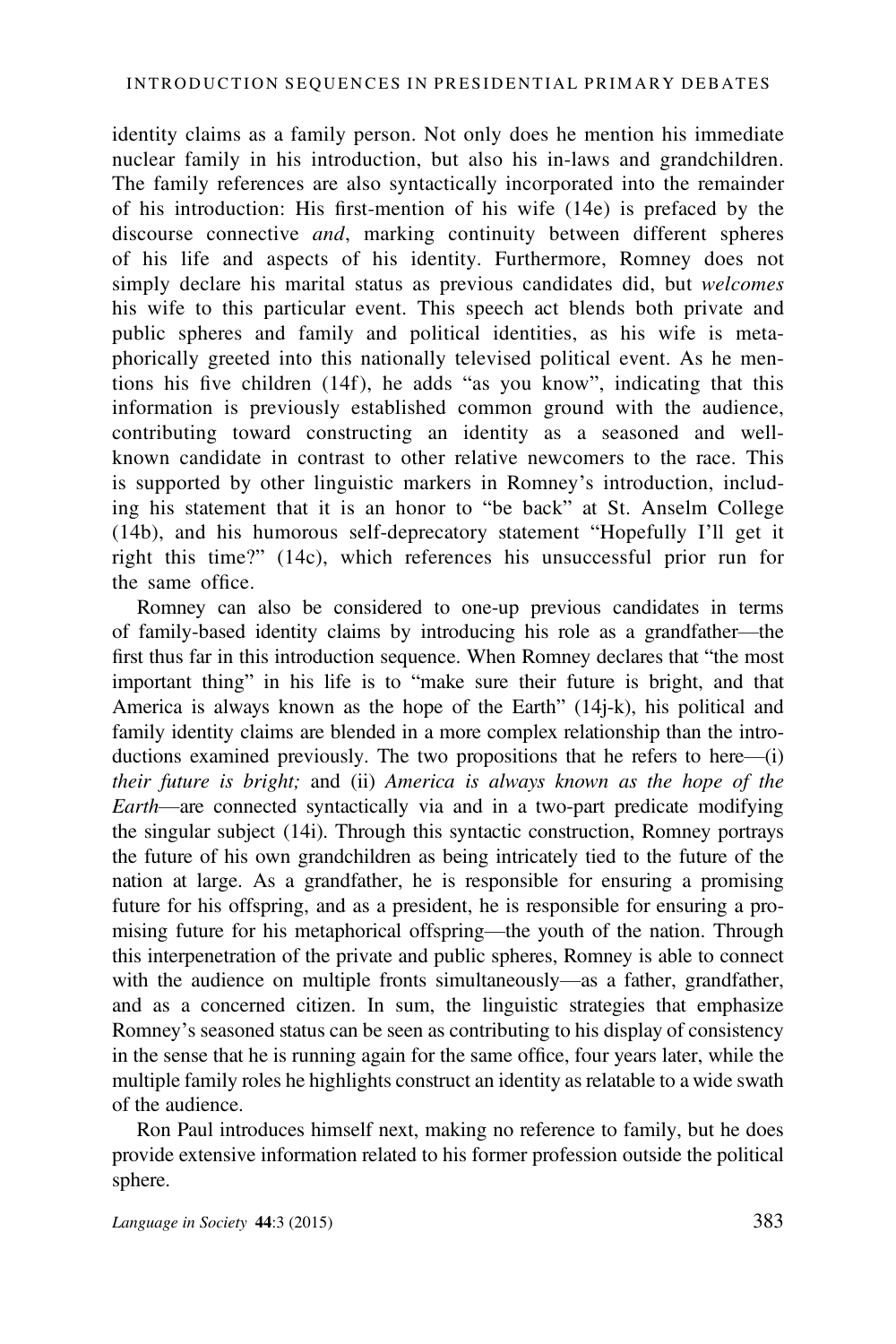identity claims as a family person. Not only does he mention his immediate nuclear family in his introduction, but also his in-laws and grandchildren. The family references are also syntactically incorporated into the remainder of his introduction: His first-mention of his wife (14e) is prefaced by the discourse connective *and*, marking continuity between different spheres of his life and aspects of his identity. Furthermore, Romney does not simply declare his marital status as previous candidates did, but *welcomes* his wife to this particular event. This speech act blends both private and public spheres and family and political identities, as his wife is metaphorically greeted into this nationally televised political event. As he mentions his five children (14f), he adds "as you know", indicating that this information is previously established common ground with the audience, contributing toward constructing an identity as a seasoned and well-known candidate in contrast to other relative newcomers to the race. This is supported by other linguistic markers in Romney's introduction, including his statement that it is an honor to "be back" at St. Anselm College (14b), and his humorous self-deprecatory statement "Hopefully I'll get it right this time?" (14c), which references his unsuccessful prior run for the same office.

Romney can also be considered to one-up previous candidates in terms of family-based identity claims by introducing his role as a grandfather—the first thus far in this introduction sequence. When Romney declares that "the most important thing" in his life is to "make sure their future is bright, and that America is always known as the hope of the Earth" (14j-k), his political and family identity claims are blended in a more complex relationship than the introductions examined previously. The two propositions that he refers to here—(i) *their future is bright;* and (ii) *America is always known as the hope of the Earth*—are connected syntactically via and in a two-part predicate modifying the singular subject (14i). Through this syntactic construction, Romney portrays the future of his own grandchildren as being intricately tied to the future of the nation at large. As a grandfather, he is responsible for ensuring a promising future for his offspring, and as a president, he is responsible for ensuring a promising future for his metaphorical offspring—the youth of the nation. Through this interpenetration of the private and public spheres, Romney is able to connect with the audience on multiple fronts simultaneously—as a father, grandfather, and as a concerned citizen. In sum, the linguistic strategies that emphasize Romney's seasoned status can be seen as contributing to his display of consistency in the sense that he is running again for the same office, four years later, while the multiple family roles he highlights construct an identity as relatable to a wide swath of the audience.

Ron Paul introduces himself next, making no reference to family, but he does provide extensive information related to his former profession outside the political sphere.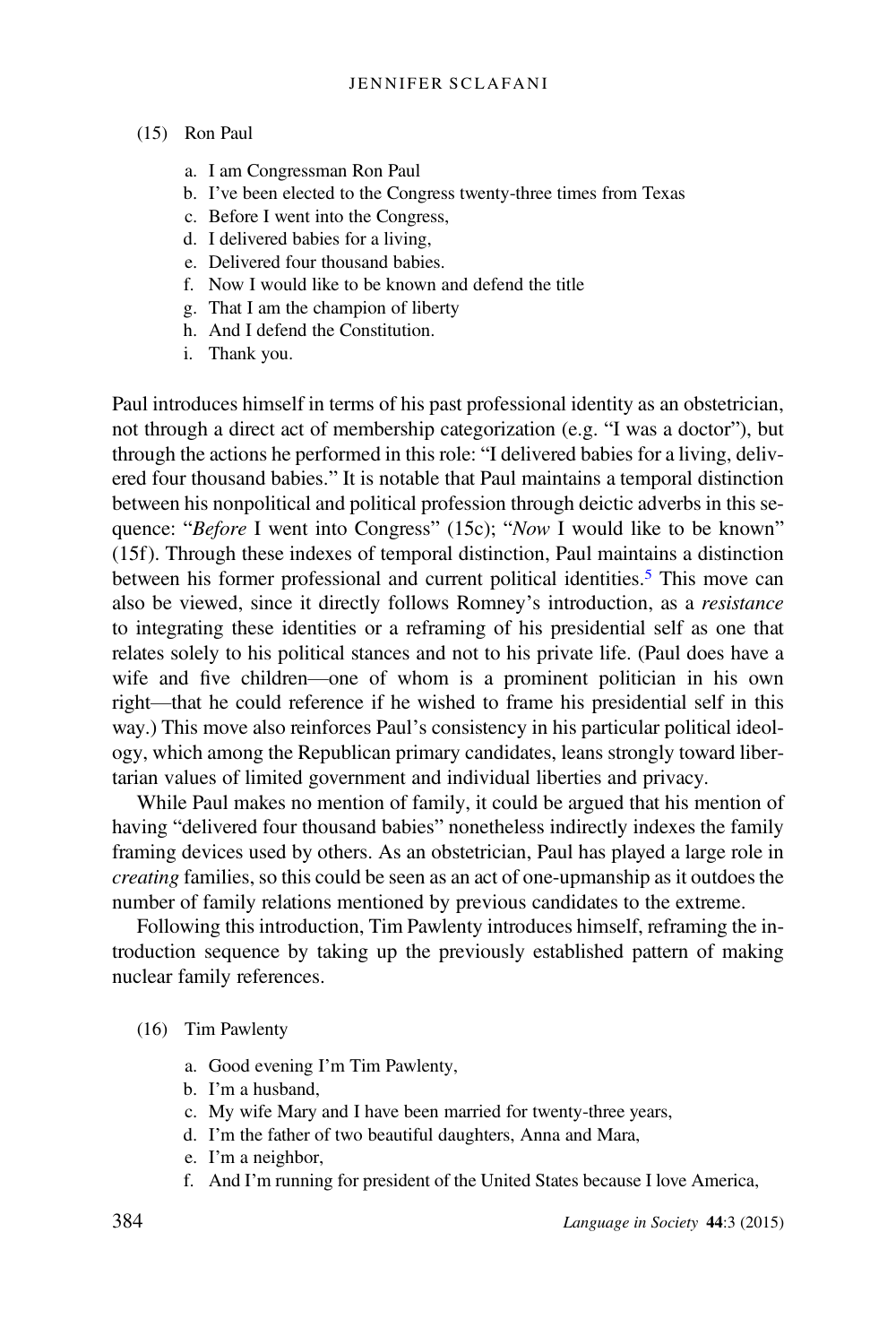(15) Ron Paul

a. I am Congressman Ron Paul
b. I've been elected to the Congress twenty-three times from Texas
c. Before I went into the Congress,
d. I delivered babies for a living,
e. Delivered four thousand babies.
f. Now I would like to be known and defend the title
g. That I am the champion of liberty
h. And I defend the Constitution.
i. Thank you.

Paul introduces himself in terms of his past professional identity as an obstetrician, not through a direct act of membership categorization (e.g. "I was a doctor"), but through the actions he performed in this role: "I delivered babies for a living, delivered four thousand babies." It is notable that Paul maintains a temporal distinction between his nonpolitical and political profession through deictic adverbs in this sequence: "*Before* I went into Congress" (15c); "*Now* I would like to be known" (15f). Through these indexes of temporal distinction, Paul maintains a distinction between his former professional and current political identities.[5] This move can also be viewed, since it directly follows Romney's introduction, as a *resistance* to integrating these identities or a reframing of his presidential self as one that relates solely to his political stances and not to his private life. (Paul does have a wife and five children—one of whom is a prominent politician in his own right—that he could reference if he wished to frame his presidential self in this way.) This move also reinforces Paul's consistency in his particular political ideology, which among the Republican primary candidates, leans strongly toward libertarian values of limited government and individual liberties and privacy.

While Paul makes no mention of family, it could be argued that his mention of having "delivered four thousand babies" nonetheless indirectly indexes the family framing devices used by others. As an obstetrician, Paul has played a large role in *creating* families, so this could be seen as an act of one-upmanship as it outdoes the number of family relations mentioned by previous candidates to the extreme.

Following this introduction, Tim Pawlenty introduces himself, reframing the introduction sequence by taking up the previously established pattern of making nuclear family references.

(16) Tim Pawlenty

a. Good evening I'm Tim Pawlenty,
b. I'm a husband,
c. My wife Mary and I have been married for twenty-three years,
d. I'm the father of two beautiful daughters, Anna and Mara,
e. I'm a neighbor,
f. And I'm running for president of the United States because I love America,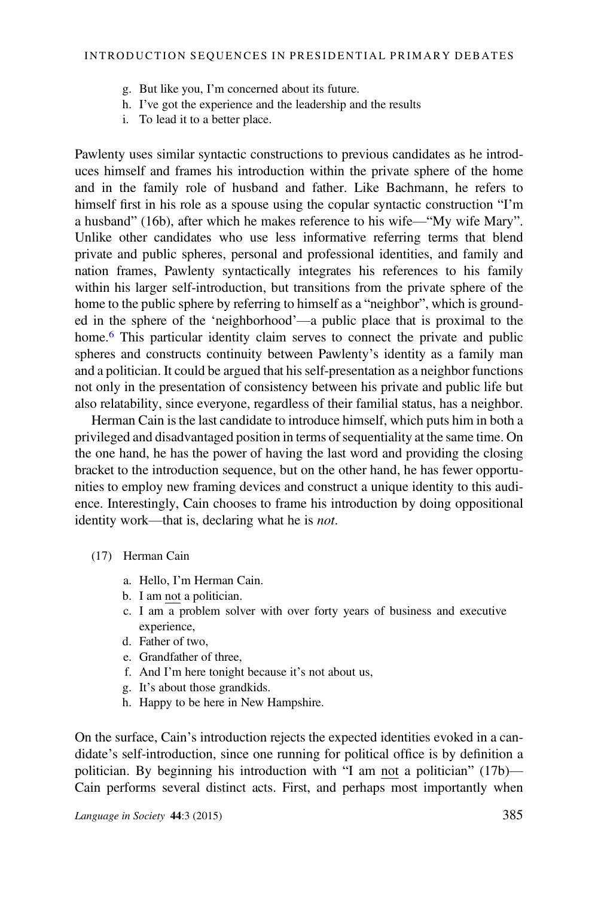g. But like you, I'm concerned about its future.
h. I've got the experience and the leadership and the results
i. To lead it to a better place.

Pawlenty uses similar syntactic constructions to previous candidates as he introduces himself and frames his introduction within the private sphere of the home and in the family role of husband and father. Like Bachmann, he refers to himself first in his role as a spouse using the copular syntactic construction "I'm a husband" (16b), after which he makes reference to his wife—"My wife Mary". Unlike other candidates who use less informative referring terms that blend private and public spheres, personal and professional identities, and family and nation frames, Pawlenty syntactically integrates his references to his family within his larger self-introduction, but transitions from the private sphere of the home to the public sphere by referring to himself as a "neighbor", which is grounded in the sphere of the 'neighborhood'—a public place that is proximal to the home.[6] This particular identity claim serves to connect the private and public spheres and constructs continuity between Pawlenty's identity as a family man and a politician. It could be argued that his self-presentation as a neighbor functions not only in the presentation of consistency between his private and public life but also relatability, since everyone, regardless of their familial status, has a neighbor.

Herman Cain is the last candidate to introduce himself, which puts him in both a privileged and disadvantaged position in terms of sequentiality at the same time. On the one hand, he has the power of having the last word and providing the closing bracket to the introduction sequence, but on the other hand, he has fewer opportunities to employ new framing devices and construct a unique identity to this audience. Interestingly, Cain chooses to frame his introduction by doing oppositional identity work—that is, declaring what he is *not*.

(17) Herman Cain

a. Hello, I'm Herman Cain.
b. I am <u>not</u> a politician.
c. I am a problem solver with over forty years of business and executive experience,
d. Father of two,
e. Grandfather of three,
f. And I'm here tonight because it's not about us,
g. It's about those grandkids.
h. Happy to be here in New Hampshire.

On the surface, Cain's introduction rejects the expected identities evoked in a candidate's self-introduction, since one running for political office is by definition a politician. By beginning his introduction with "I am <u>not</u> a politician" (17b)—Cain performs several distinct acts. First, and perhaps most importantly when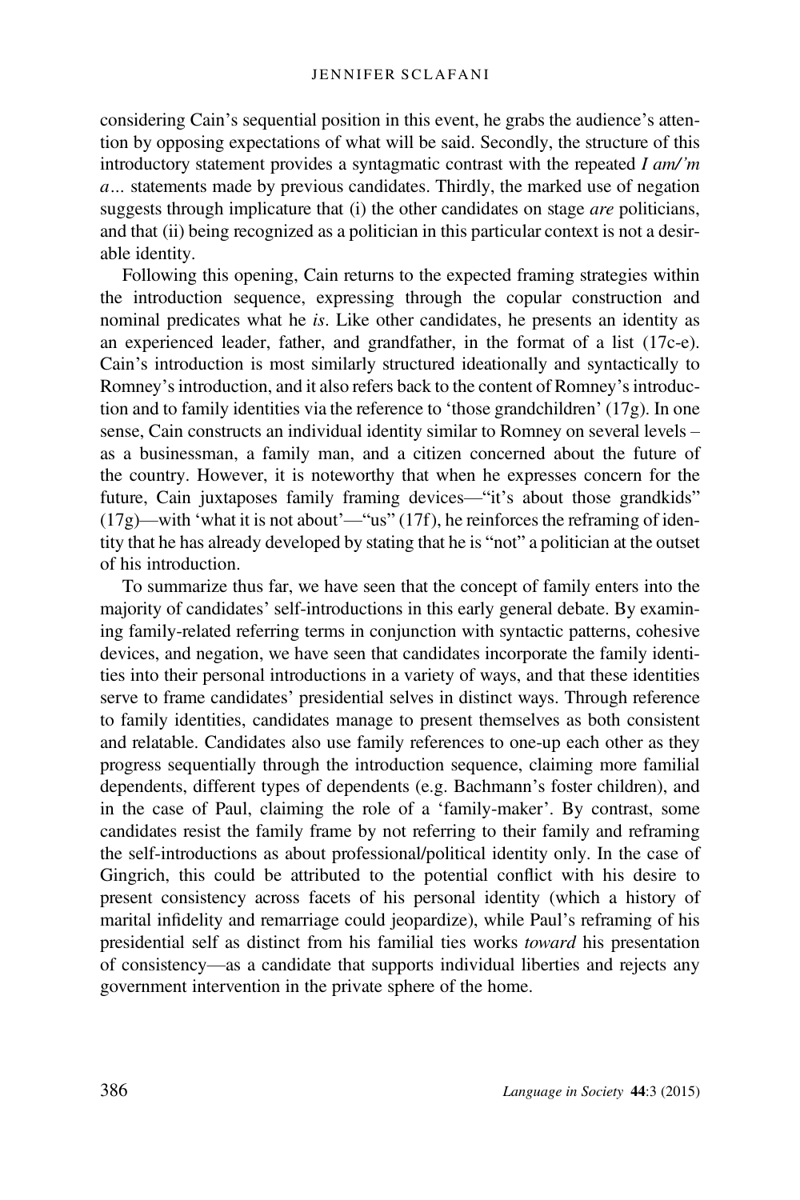considering Cain's sequential position in this event, he grabs the audience's attention by opposing expectations of what will be said. Secondly, the structure of this introductory statement provides a syntagmatic contrast with the repeated *I am/'m a…* statements made by previous candidates. Thirdly, the marked use of negation suggests through implicature that (i) the other candidates on stage *are* politicians, and that (ii) being recognized as a politician in this particular context is not a desirable identity.

Following this opening, Cain returns to the expected framing strategies within the introduction sequence, expressing through the copular construction and nominal predicates what he *is*. Like other candidates, he presents an identity as an experienced leader, father, and grandfather, in the format of a list (17c-e). Cain's introduction is most similarly structured ideationally and syntactically to Romney's introduction, and it also refers back to the content of Romney's introduction and to family identities via the reference to 'those grandchildren' (17g). In one sense, Cain constructs an individual identity similar to Romney on several levels – as a businessman, a family man, and a citizen concerned about the future of the country. However, it is noteworthy that when he expresses concern for the future, Cain juxtaposes family framing devices—"it's about those grandkids" (17g)—with 'what it is not about'—"us" (17f), he reinforces the reframing of identity that he has already developed by stating that he is "not" a politician at the outset of his introduction.

To summarize thus far, we have seen that the concept of family enters into the majority of candidates' self-introductions in this early general debate. By examining family-related referring terms in conjunction with syntactic patterns, cohesive devices, and negation, we have seen that candidates incorporate the family identities into their personal introductions in a variety of ways, and that these identities serve to frame candidates' presidential selves in distinct ways. Through reference to family identities, candidates manage to present themselves as both consistent and relatable. Candidates also use family references to one-up each other as they progress sequentially through the introduction sequence, claiming more familial dependents, different types of dependents (e.g. Bachmann's foster children), and in the case of Paul, claiming the role of a 'family-maker'. By contrast, some candidates resist the family frame by not referring to their family and reframing the self-introductions as about professional/political identity only. In the case of Gingrich, this could be attributed to the potential conflict with his desire to present consistency across facets of his personal identity (which a history of marital infidelity and remarriage could jeopardize), while Paul's reframing of his presidential self as distinct from his familial ties works *toward* his presentation of consistency—as a candidate that supports individual liberties and rejects any government intervention in the private sphere of the home.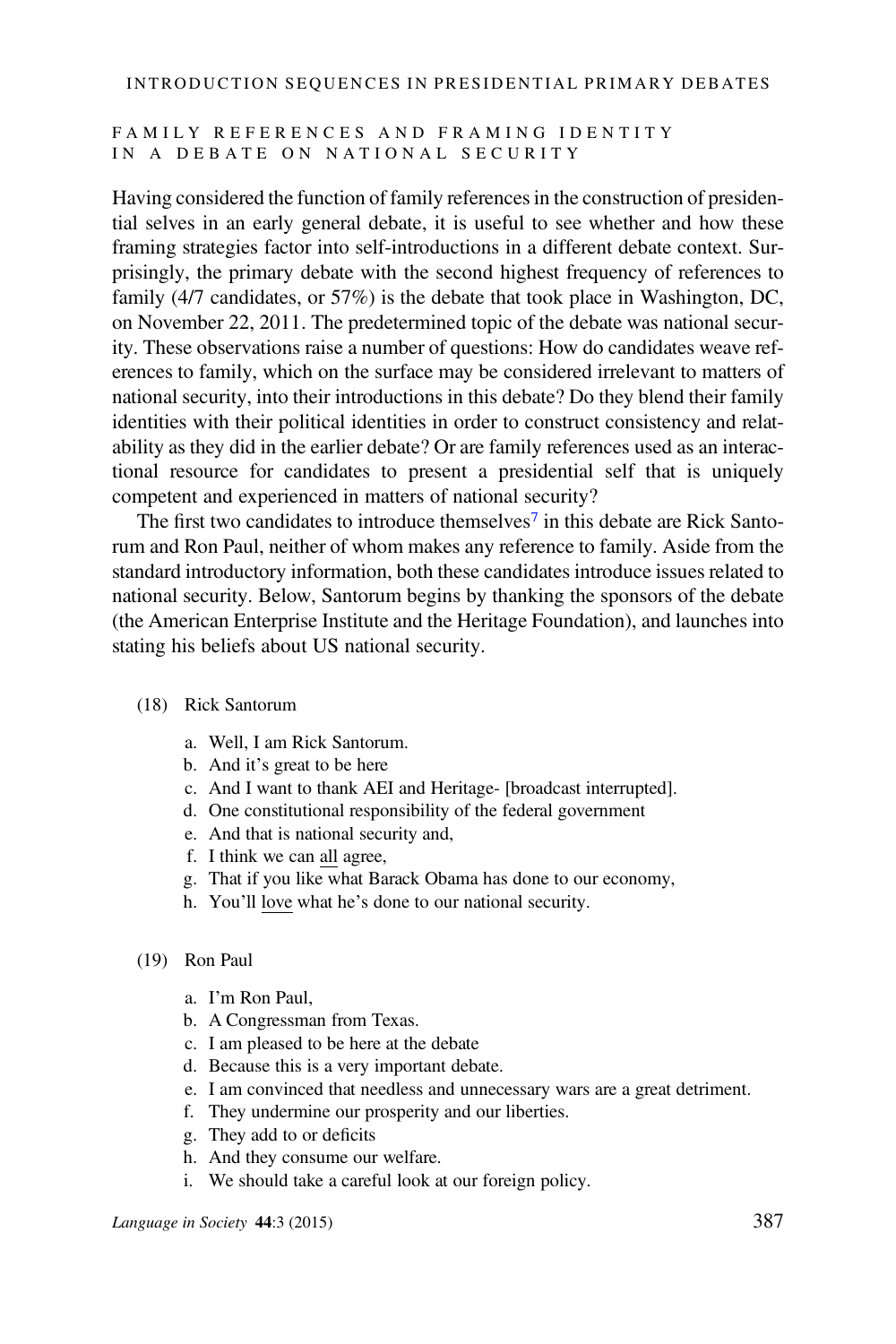## FAMILY REFERENCES AND FRAMING IDENTITY IN A DEBATE ON NATIONAL SECURITY

Having considered the function of family references in the construction of presidential selves in an early general debate, it is useful to see whether and how these framing strategies factor into self-introductions in a different debate context. Surprisingly, the primary debate with the second highest frequency of references to family (4/7 candidates, or 57%) is the debate that took place in Washington, DC, on November 22, 2011. The predetermined topic of the debate was national security. These observations raise a number of questions: How do candidates weave references to family, which on the surface may be considered irrelevant to matters of national security, into their introductions in this debate? Do they blend their family identities with their political identities in order to construct consistency and relatability as they did in the earlier debate? Or are family references used as an interactional resource for candidates to present a presidential self that is uniquely competent and experienced in matters of national security?

The first two candidates to introduce themselves[7] in this debate are Rick Santorum and Ron Paul, neither of whom makes any reference to family. Aside from the standard introductory information, both these candidates introduce issues related to national security. Below, Santorum begins by thanking the sponsors of the debate (the American Enterprise Institute and the Heritage Foundation), and launches into stating his beliefs about US national security.

(18) Rick Santorum

a. Well, I am Rick Santorum.
b. And it's great to be here
c. And I want to thank AEI and Heritage- [broadcast interrupted].
d. One constitutional responsibility of the federal government
e. And that is national security and,
f. I think we can <u>all</u> agree,
g. That if you like what Barack Obama has done to our economy,
h. You'll <u>love</u> what he's done to our national security.

(19) Ron Paul

a. I'm Ron Paul,
b. A Congressman from Texas.
c. I am pleased to be here at the debate
d. Because this is a very important debate.
e. I am convinced that needless and unnecessary wars are a great detriment.
f. They undermine our prosperity and our liberties.
g. They add to or deficits
h. And they consume our welfare.
i. We should take a careful look at our foreign policy.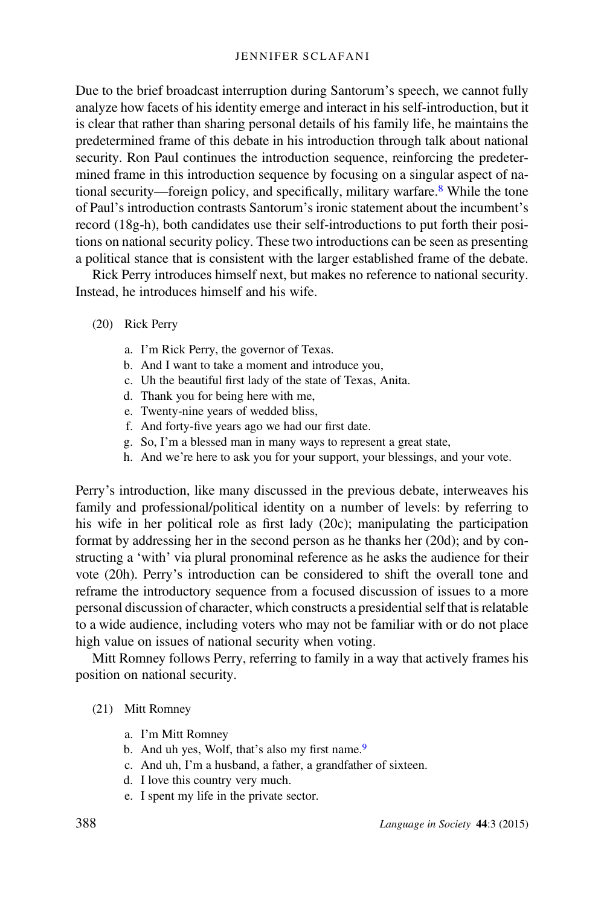Due to the brief broadcast interruption during Santorum's speech, we cannot fully analyze how facets of his identity emerge and interact in his self-introduction, but it is clear that rather than sharing personal details of his family life, he maintains the predetermined frame of this debate in his introduction through talk about national security. Ron Paul continues the introduction sequence, reinforcing the predetermined frame in this introduction sequence by focusing on a singular aspect of national security—foreign policy, and specifically, military warfare.[8] While the tone of Paul's introduction contrasts Santorum's ironic statement about the incumbent's record (18g-h), both candidates use their self-introductions to put forth their positions on national security policy. These two introductions can be seen as presenting a political stance that is consistent with the larger established frame of the debate.

Rick Perry introduces himself next, but makes no reference to national security. Instead, he introduces himself and his wife.

(20) Rick Perry

a. I'm Rick Perry, the governor of Texas.
b. And I want to take a moment and introduce you,
c. Uh the beautiful first lady of the state of Texas, Anita.
d. Thank you for being here with me,
e. Twenty-nine years of wedded bliss,
f. And forty-five years ago we had our first date.
g. So, I'm a blessed man in many ways to represent a great state,
h. And we're here to ask you for your support, your blessings, and your vote.

Perry's introduction, like many discussed in the previous debate, interweaves his family and professional/political identity on a number of levels: by referring to his wife in her political role as first lady (20c); manipulating the participation format by addressing her in the second person as he thanks her (20d); and by constructing a 'with' via plural pronominal reference as he asks the audience for their vote (20h). Perry's introduction can be considered to shift the overall tone and reframe the introductory sequence from a focused discussion of issues to a more personal discussion of character, which constructs a presidential self that is relatable to a wide audience, including voters who may not be familiar with or do not place high value on issues of national security when voting.

Mitt Romney follows Perry, referring to family in a way that actively frames his position on national security.

(21) Mitt Romney

a. I'm Mitt Romney
b. And uh yes, Wolf, that's also my first name.[9]
c. And uh, I'm a husband, a father, a grandfather of sixteen.
d. I love this country very much.
e. I spent my life in the private sector.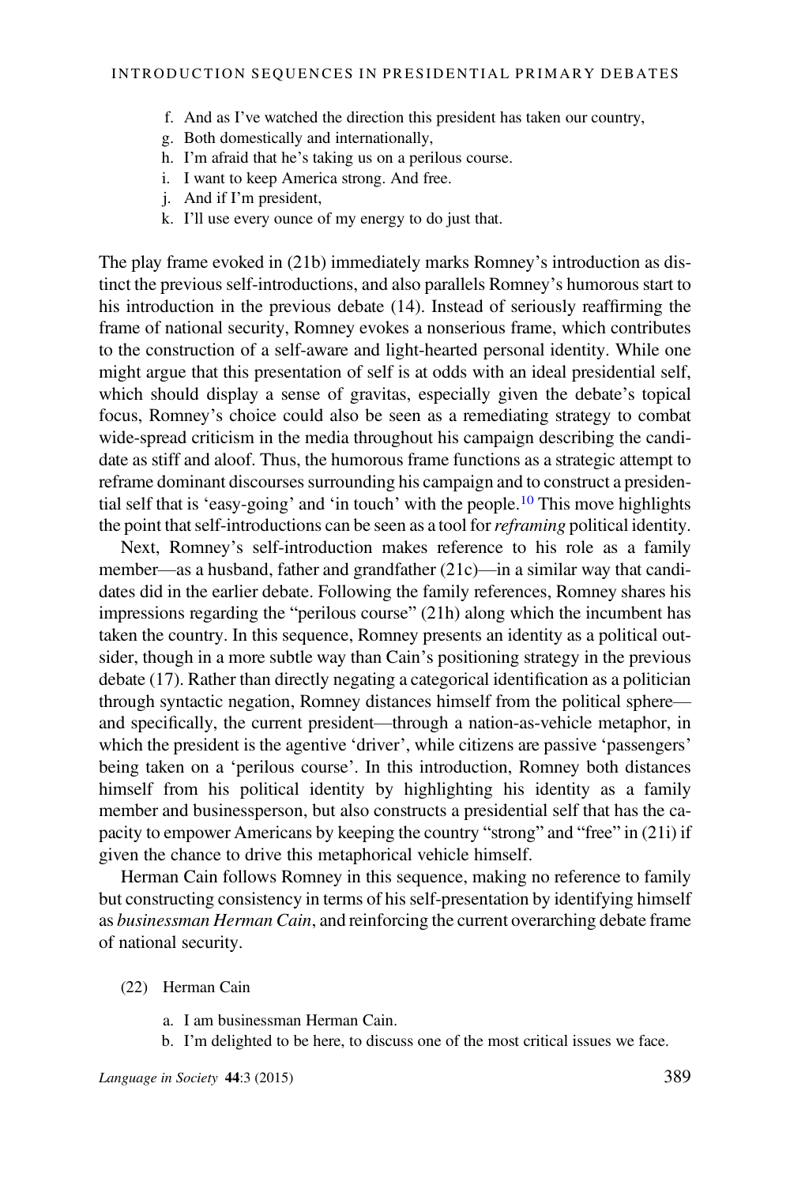f. And as I've watched the direction this president has taken our country,
g. Both domestically and internationally,
h. I'm afraid that he's taking us on a perilous course.
i. I want to keep America strong. And free.
j. And if I'm president,
k. I'll use every ounce of my energy to do just that.

The play frame evoked in (21b) immediately marks Romney's introduction as distinct the previous self-introductions, and also parallels Romney's humorous start to his introduction in the previous debate (14). Instead of seriously reaffirming the frame of national security, Romney evokes a nonserious frame, which contributes to the construction of a self-aware and light-hearted personal identity. While one might argue that this presentation of self is at odds with an ideal presidential self, which should display a sense of gravitas, especially given the debate's topical focus, Romney's choice could also be seen as a remediating strategy to combat wide-spread criticism in the media throughout his campaign describing the candidate as stiff and aloof. Thus, the humorous frame functions as a strategic attempt to reframe dominant discourses surrounding his campaign and to construct a presidential self that is 'easy-going' and 'in touch' with the people.[10] This move highlights the point that self-introductions can be seen as a tool for *reframing* political identity.

Next, Romney's self-introduction makes reference to his role as a family member—as a husband, father and grandfather (21c)—in a similar way that candidates did in the earlier debate. Following the family references, Romney shares his impressions regarding the "perilous course" (21h) along which the incumbent has taken the country. In this sequence, Romney presents an identity as a political outsider, though in a more subtle way than Cain's positioning strategy in the previous debate (17). Rather than directly negating a categorical identification as a politician through syntactic negation, Romney distances himself from the political sphere—and specifically, the current president—through a nation-as-vehicle metaphor, in which the president is the agentive 'driver', while citizens are passive 'passengers' being taken on a 'perilous course'. In this introduction, Romney both distances himself from his political identity by highlighting his identity as a family member and businessperson, but also constructs a presidential self that has the capacity to empower Americans by keeping the country "strong" and "free" in (21i) if given the chance to drive this metaphorical vehicle himself.

Herman Cain follows Romney in this sequence, making no reference to family but constructing consistency in terms of his self-presentation by identifying himself as *businessman Herman Cain*, and reinforcing the current overarching debate frame of national security.

(22) Herman Cain

a. I am businessman Herman Cain.
b. I'm delighted to be here, to discuss one of the most critical issues we face.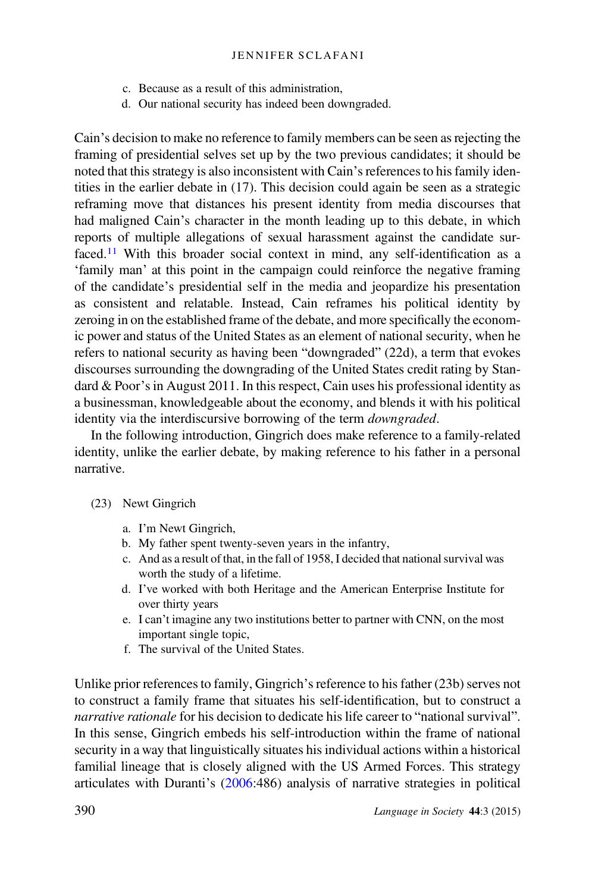c. Because as a result of this administration,
d. Our national security has indeed been downgraded.

Cain's decision to make no reference to family members can be seen as rejecting the framing of presidential selves set up by the two previous candidates; it should be noted that this strategy is also inconsistent with Cain's references to his family identities in the earlier debate in (17). This decision could again be seen as a strategic reframing move that distances his present identity from media discourses that had maligned Cain's character in the month leading up to this debate, in which reports of multiple allegations of sexual harassment against the candidate surfaced.[11] With this broader social context in mind, any self-identification as a 'family man' at this point in the campaign could reinforce the negative framing of the candidate's presidential self in the media and jeopardize his presentation as consistent and relatable. Instead, Cain reframes his political identity by zeroing in on the established frame of the debate, and more specifically the economic power and status of the United States as an element of national security, when he refers to national security as having been "downgraded" (22d), a term that evokes discourses surrounding the downgrading of the United States credit rating by Standard & Poor's in August 2011. In this respect, Cain uses his professional identity as a businessman, knowledgeable about the economy, and blends it with his political identity via the interdiscursive borrowing of the term *downgraded*.

In the following introduction, Gingrich does make reference to a family-related identity, unlike the earlier debate, by making reference to his father in a personal narrative.

(23) Newt Gingrich

a. I'm Newt Gingrich,
b. My father spent twenty-seven years in the infantry,
c. And as a result of that, in the fall of 1958, I decided that national survival was worth the study of a lifetime.
d. I've worked with both Heritage and the American Enterprise Institute for over thirty years
e. I can't imagine any two institutions better to partner with CNN, on the most important single topic,
f. The survival of the United States.

Unlike prior references to family, Gingrich's reference to his father (23b) serves not to construct a family frame that situates his self-identification, but to construct a *narrative rationale* for his decision to dedicate his life career to "national survival". In this sense, Gingrich embeds his self-introduction within the frame of national security in a way that linguistically situates his individual actions within a historical familial lineage that is closely aligned with the US Armed Forces. This strategy articulates with Duranti's (2006:486) analysis of narrative strategies in political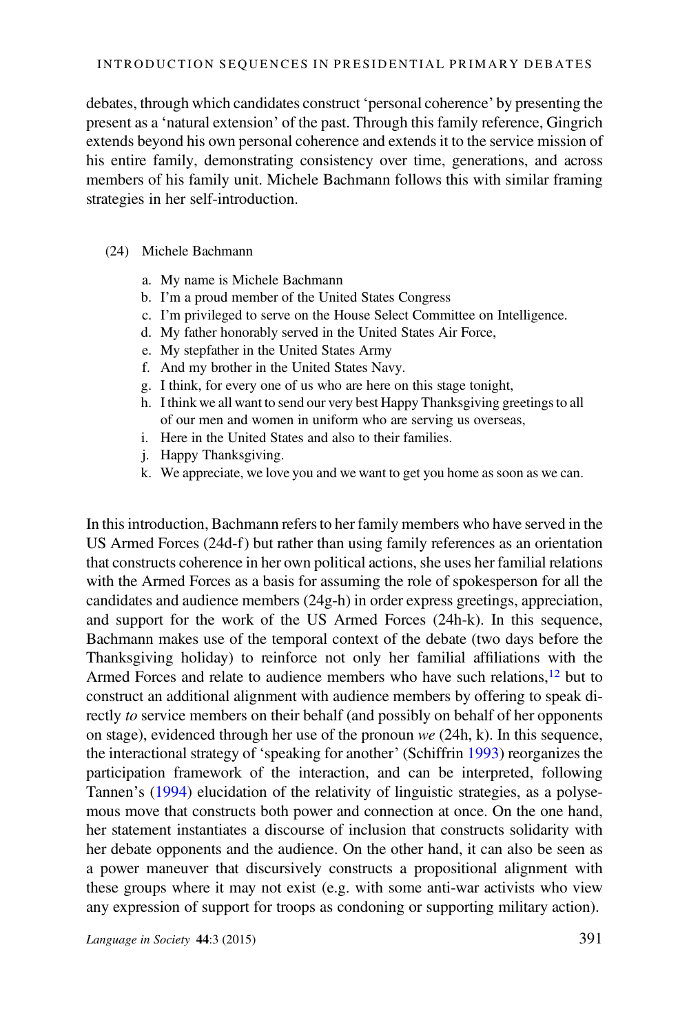debates, through which candidates construct 'personal coherence' by presenting the present as a 'natural extension' of the past. Through this family reference, Gingrich extends beyond his own personal coherence and extends it to the service mission of his entire family, demonstrating consistency over time, generations, and across members of his family unit. Michele Bachmann follows this with similar framing strategies in her self-introduction.

(24) Michele Bachmann

a. My name is Michele Bachmann
b. I'm a proud member of the United States Congress
c. I'm privileged to serve on the House Select Committee on Intelligence.
d. My father honorably served in the United States Air Force,
e. My stepfather in the United States Army
f. And my brother in the United States Navy.
g. I think, for every one of us who are here on this stage tonight,
h. I think we all want to send our very best Happy Thanksgiving greetings to all of our men and women in uniform who are serving us overseas,
i. Here in the United States and also to their families.
j. Happy Thanksgiving.
k. We appreciate, we love you and we want to get you home as soon as we can.

In this introduction, Bachmann refers to her family members who have served in the US Armed Forces (24d-f) but rather than using family references as an orientation that constructs coherence in her own political actions, she uses her familial relations with the Armed Forces as a basis for assuming the role of spokesperson for all the candidates and audience members (24g-h) in order express greetings, appreciation, and support for the work of the US Armed Forces (24h-k). In this sequence, Bachmann makes use of the temporal context of the debate (two days before the Thanksgiving holiday) to reinforce not only her familial affiliations with the Armed Forces and relate to audience members who have such relations,[12] but to construct an additional alignment with audience members by offering to speak directly *to* service members on their behalf (and possibly on behalf of her opponents on stage), evidenced through her use of the pronoun *we* (24h, k). In this sequence, the interactional strategy of 'speaking for another' (Schiffrin 1993) reorganizes the participation framework of the interaction, and can be interpreted, following Tannen's (1994) elucidation of the relativity of linguistic strategies, as a polysemous move that constructs both power and connection at once. On the one hand, her statement instantiates a discourse of inclusion that constructs solidarity with her debate opponents and the audience. On the other hand, it can also be seen as a power maneuver that discursively constructs a propositional alignment with these groups where it may not exist (e.g. with some anti-war activists who view any expression of support for troops as condoning or supporting military action).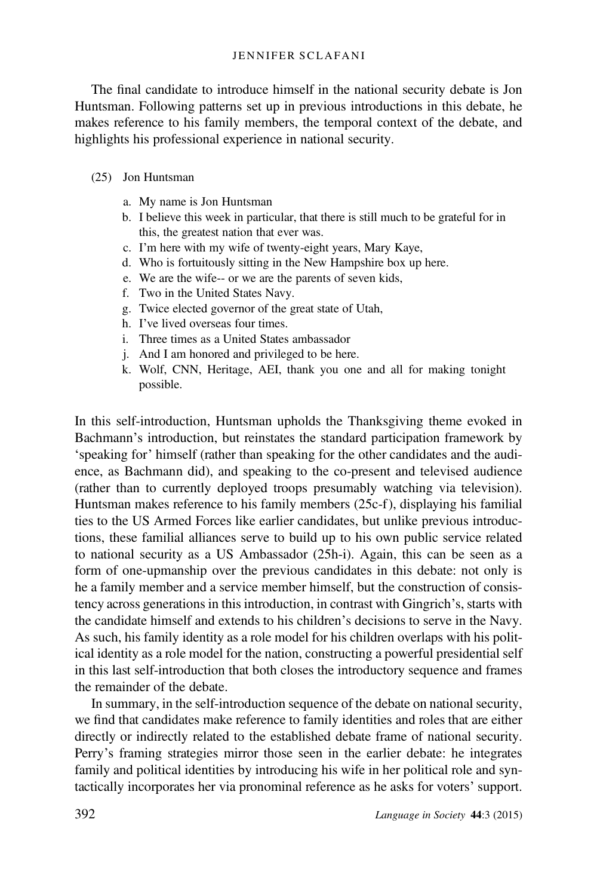The final candidate to introduce himself in the national security debate is Jon Huntsman. Following patterns set up in previous introductions in this debate, he makes reference to his family members, the temporal context of the debate, and highlights his professional experience in national security.

(25) Jon Huntsman

a. My name is Jon Huntsman
b. I believe this week in particular, that there is still much to be grateful for in this, the greatest nation that ever was.
c. I'm here with my wife of twenty-eight years, Mary Kaye,
d. Who is fortuitously sitting in the New Hampshire box up here.
e. We are the wife-- or we are the parents of seven kids,
f. Two in the United States Navy.
g. Twice elected governor of the great state of Utah,
h. I've lived overseas four times.
i. Three times as a United States ambassador
j. And I am honored and privileged to be here.
k. Wolf, CNN, Heritage, AEI, thank you one and all for making tonight possible.

In this self-introduction, Huntsman upholds the Thanksgiving theme evoked in Bachmann's introduction, but reinstates the standard participation framework by 'speaking for' himself (rather than speaking for the other candidates and the audience, as Bachmann did), and speaking to the co-present and televised audience (rather than to currently deployed troops presumably watching via television). Huntsman makes reference to his family members (25c-f), displaying his familial ties to the US Armed Forces like earlier candidates, but unlike previous introductions, these familial alliances serve to build up to his own public service related to national security as a US Ambassador (25h-i). Again, this can be seen as a form of one-upmanship over the previous candidates in this debate: not only is he a family member and a service member himself, but the construction of consistency across generations in this introduction, in contrast with Gingrich's, starts with the candidate himself and extends to his children's decisions to serve in the Navy. As such, his family identity as a role model for his children overlaps with his political identity as a role model for the nation, constructing a powerful presidential self in this last self-introduction that both closes the introductory sequence and frames the remainder of the debate.

In summary, in the self-introduction sequence of the debate on national security, we find that candidates make reference to family identities and roles that are either directly or indirectly related to the established debate frame of national security. Perry's framing strategies mirror those seen in the earlier debate: he integrates family and political identities by introducing his wife in her political role and syntactically incorporates her via pronominal reference as he asks for voters' support.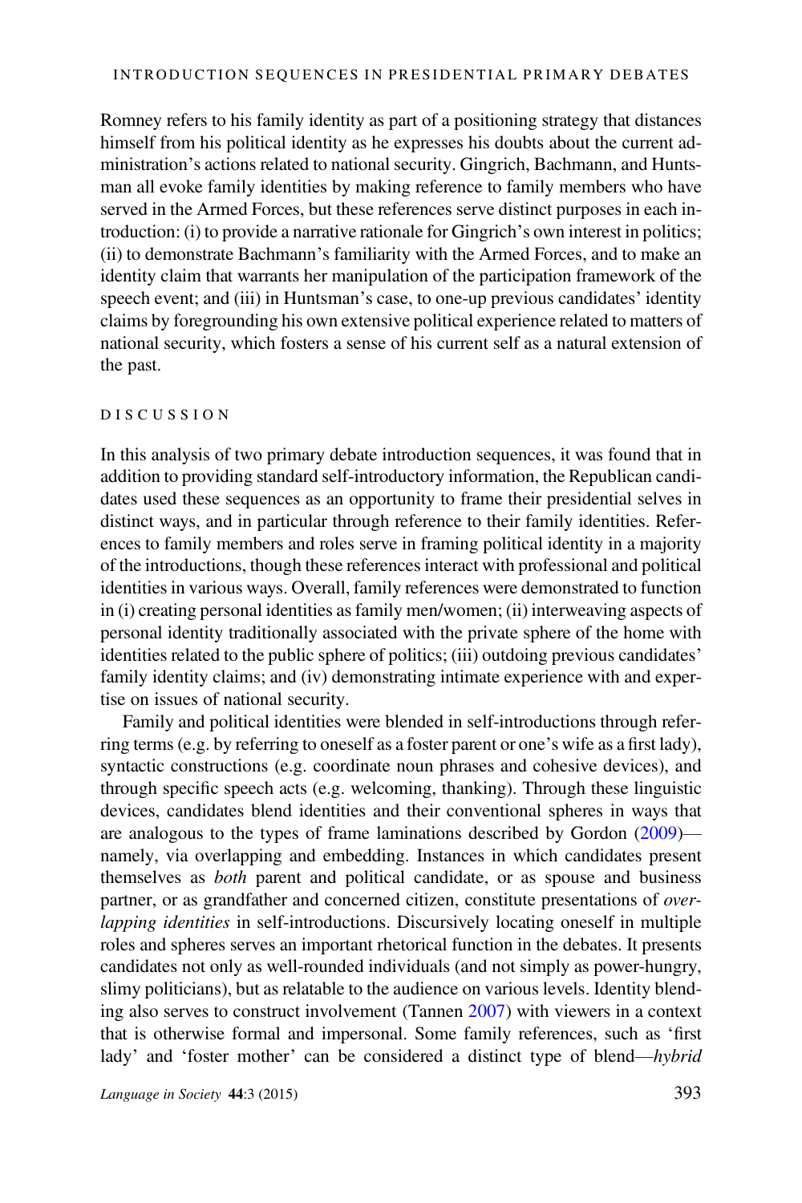Romney refers to his family identity as part of a positioning strategy that distances himself from his political identity as he expresses his doubts about the current administration's actions related to national security. Gingrich, Bachmann, and Huntsman all evoke family identities by making reference to family members who have served in the Armed Forces, but these references serve distinct purposes in each introduction: (i) to provide a narrative rationale for Gingrich's own interest in politics; (ii) to demonstrate Bachmann's familiarity with the Armed Forces, and to make an identity claim that warrants her manipulation of the participation framework of the speech event; and (iii) in Huntsman's case, to one-up previous candidates' identity claims by foregrounding his own extensive political experience related to matters of national security, which fosters a sense of his current self as a natural extension of the past.

## DISCUSSION

In this analysis of two primary debate introduction sequences, it was found that in addition to providing standard self-introductory information, the Republican candidates used these sequences as an opportunity to frame their presidential selves in distinct ways, and in particular through reference to their family identities. References to family members and roles serve in framing political identity in a majority of the introductions, though these references interact with professional and political identities in various ways. Overall, family references were demonstrated to function in (i) creating personal identities as family men/women; (ii) interweaving aspects of personal identity traditionally associated with the private sphere of the home with identities related to the public sphere of politics; (iii) outdoing previous candidates' family identity claims; and (iv) demonstrating intimate experience with and expertise on issues of national security.

Family and political identities were blended in self-introductions through referring terms (e.g. by referring to oneself as a foster parent or one's wife as a first lady), syntactic constructions (e.g. coordinate noun phrases and cohesive devices), and through specific speech acts (e.g. welcoming, thanking). Through these linguistic devices, candidates blend identities and their conventional spheres in ways that are analogous to the types of frame laminations described by Gordon (2009)—namely, via overlapping and embedding. Instances in which candidates present themselves as *both* parent and political candidate, or as spouse and business partner, or as grandfather and concerned citizen, constitute presentations of *overlapping identities* in self-introductions. Discursively locating oneself in multiple roles and spheres serves an important rhetorical function in the debates. It presents candidates not only as well-rounded individuals (and not simply as power-hungry, slimy politicians), but as relatable to the audience on various levels. Identity blending also serves to construct involvement (Tannen 2007) with viewers in a context that is otherwise formal and impersonal. Some family references, such as 'first lady' and 'foster mother' can be considered a distinct type of blend—*hybrid*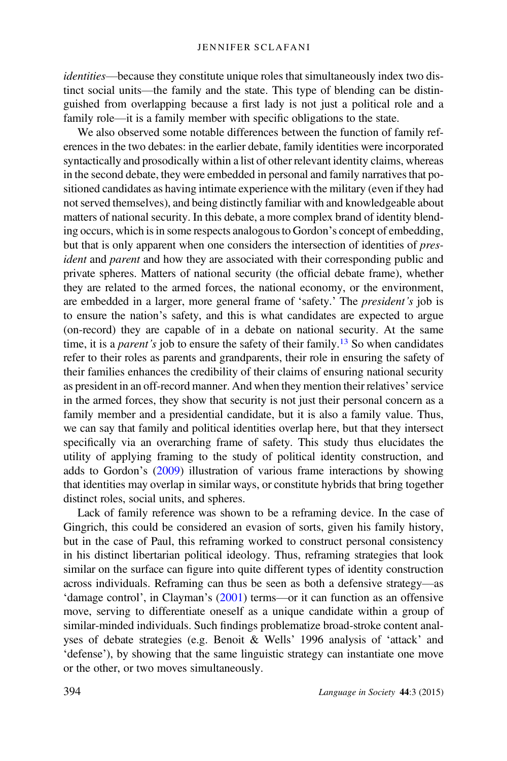*identities*—because they constitute unique roles that simultaneously index two distinct social units—the family and the state. This type of blending can be distinguished from overlapping because a first lady is not just a political role and a family role—it is a family member with specific obligations to the state.

We also observed some notable differences between the function of family references in the two debates: in the earlier debate, family identities were incorporated syntactically and prosodically within a list of other relevant identity claims, whereas in the second debate, they were embedded in personal and family narratives that positioned candidates as having intimate experience with the military (even if they had not served themselves), and being distinctly familiar with and knowledgeable about matters of national security. In this debate, a more complex brand of identity blending occurs, which is in some respects analogous to Gordon's concept of embedding, but that is only apparent when one considers the intersection of identities of *president* and *parent* and how they are associated with their corresponding public and private spheres. Matters of national security (the official debate frame), whether they are related to the armed forces, the national economy, or the environment, are embedded in a larger, more general frame of 'safety.' The *president's* job is to ensure the nation's safety, and this is what candidates are expected to argue (on-record) they are capable of in a debate on national security. At the same time, it is a *parent's* job to ensure the safety of their family.[13] So when candidates refer to their roles as parents and grandparents, their role in ensuring the safety of their families enhances the credibility of their claims of ensuring national security as president in an off-record manner. And when they mention their relatives' service in the armed forces, they show that security is not just their personal concern as a family member and a presidential candidate, but it is also a family value. Thus, we can say that family and political identities overlap here, but that they intersect specifically via an overarching frame of safety. This study thus elucidates the utility of applying framing to the study of political identity construction, and adds to Gordon's (2009) illustration of various frame interactions by showing that identities may overlap in similar ways, or constitute hybrids that bring together distinct roles, social units, and spheres.

Lack of family reference was shown to be a reframing device. In the case of Gingrich, this could be considered an evasion of sorts, given his family history, but in the case of Paul, this reframing worked to construct personal consistency in his distinct libertarian political ideology. Thus, reframing strategies that look similar on the surface can figure into quite different types of identity construction across individuals. Reframing can thus be seen as both a defensive strategy—as 'damage control', in Clayman's (2001) terms—or it can function as an offensive move, serving to differentiate oneself as a unique candidate within a group of similar-minded individuals. Such findings problematize broad-stroke content analyses of debate strategies (e.g. Benoit & Wells' 1996 analysis of 'attack' and 'defense'), by showing that the same linguistic strategy can instantiate one move or the other, or two moves simultaneously.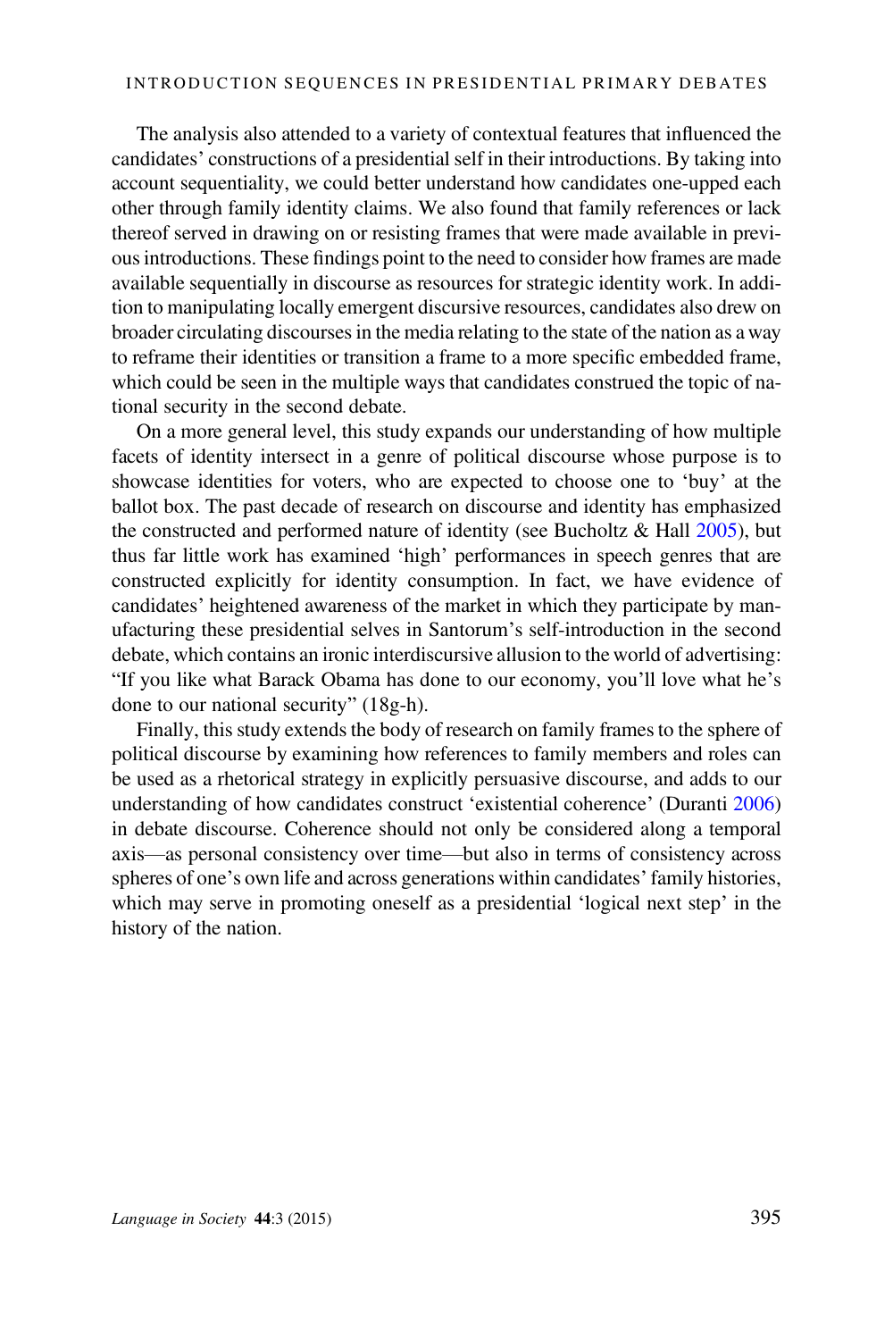The analysis also attended to a variety of contextual features that influenced the candidates' constructions of a presidential self in their introductions. By taking into account sequentiality, we could better understand how candidates one-upped each other through family identity claims. We also found that family references or lack thereof served in drawing on or resisting frames that were made available in previous introductions. These findings point to the need to consider how frames are made available sequentially in discourse as resources for strategic identity work. In addition to manipulating locally emergent discursive resources, candidates also drew on broader circulating discourses in the media relating to the state of the nation as a way to reframe their identities or transition a frame to a more specific embedded frame, which could be seen in the multiple ways that candidates construed the topic of national security in the second debate.

On a more general level, this study expands our understanding of how multiple facets of identity intersect in a genre of political discourse whose purpose is to showcase identities for voters, who are expected to choose one to 'buy' at the ballot box. The past decade of research on discourse and identity has emphasized the constructed and performed nature of identity (see Bucholtz & Hall 2005), but thus far little work has examined 'high' performances in speech genres that are constructed explicitly for identity consumption. In fact, we have evidence of candidates' heightened awareness of the market in which they participate by manufacturing these presidential selves in Santorum's self-introduction in the second debate, which contains an ironic interdiscursive allusion to the world of advertising: "If you like what Barack Obama has done to our economy, you'll love what he's done to our national security" (18g-h).

Finally, this study extends the body of research on family frames to the sphere of political discourse by examining how references to family members and roles can be used as a rhetorical strategy in explicitly persuasive discourse, and adds to our understanding of how candidates construct 'existential coherence' (Duranti 2006) in debate discourse. Coherence should not only be considered along a temporal axis—as personal consistency over time—but also in terms of consistency across spheres of one's own life and across generations within candidates' family histories, which may serve in promoting oneself as a presidential 'logical next step' in the history of the nation.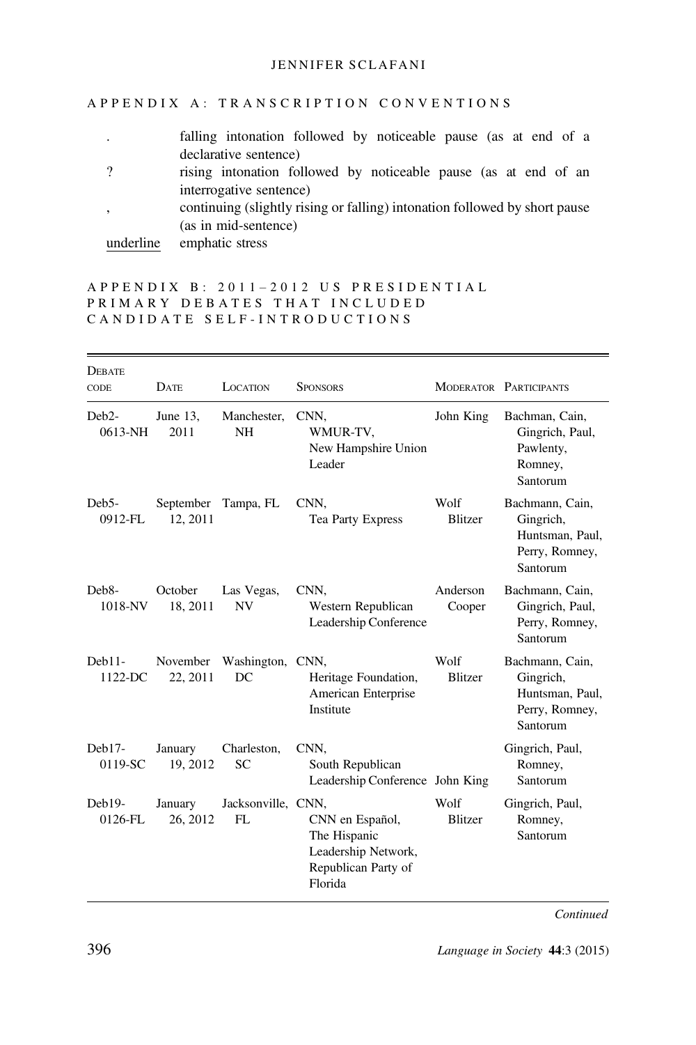## APPENDIX A: TRANSCRIPTION CONVENTIONS

| | |
|---|---|
| . | falling intonation followed by noticeable pause (as at end of a declarative sentence) |
| ? | rising intonation followed by noticeable pause (as at end of an interrogative sentence) |
| , | continuing (slightly rising or falling) intonation followed by short pause (as in mid-sentence) |
| <u>underline</u> | emphatic stress |

## APPENDIX B: 2011–2012 US PRESIDENTIAL PRIMARY DEBATES THAT INCLUDED CANDIDATE SELF-INTRODUCTIONS

| Debate code | Date | Location | Sponsors | Moderator | Participants |
|---|---|---|---|---|---|
| Deb2-0613-NH | June 13, 2011 | Manchester, NH | CNN, WMUR-TV, New Hampshire Union Leader | John King | Bachman, Cain, Gingrich, Paul, Pawlenty, Romney, Santorum |
| Deb5-0912-FL | September 12, 2011 | Tampa, FL | CNN, Tea Party Express | Wolf Blitzer | Bachmann, Cain, Gingrich, Huntsman, Paul, Perry, Romney, Santorum |
| Deb8-1018-NV | October 18, 2011 | Las Vegas, NV | CNN, Western Republican Leadership Conference | Anderson Cooper | Bachmann, Cain, Gingrich, Paul, Perry, Romney, Santorum |
| Deb11-1122-DC | November 22, 2011 | Washington, DC | CNN, Heritage Foundation, American Enterprise Institute | Wolf Blitzer | Bachmann, Cain, Gingrich, Huntsman, Paul, Perry, Romney, Santorum |
| Deb17-0119-SC | January 19, 2012 | Charleston, SC | CNN, South Republican Leadership Conference | John King | Gingrich, Paul, Romney, Santorum |
| Deb19-0126-FL | January 26, 2012 | Jacksonville, FL | CNN, CNN en Español, The Hispanic Leadership Network, Republican Party of Florida | Wolf Blitzer | Gingrich, Paul, Romney, Santorum |

*Continued*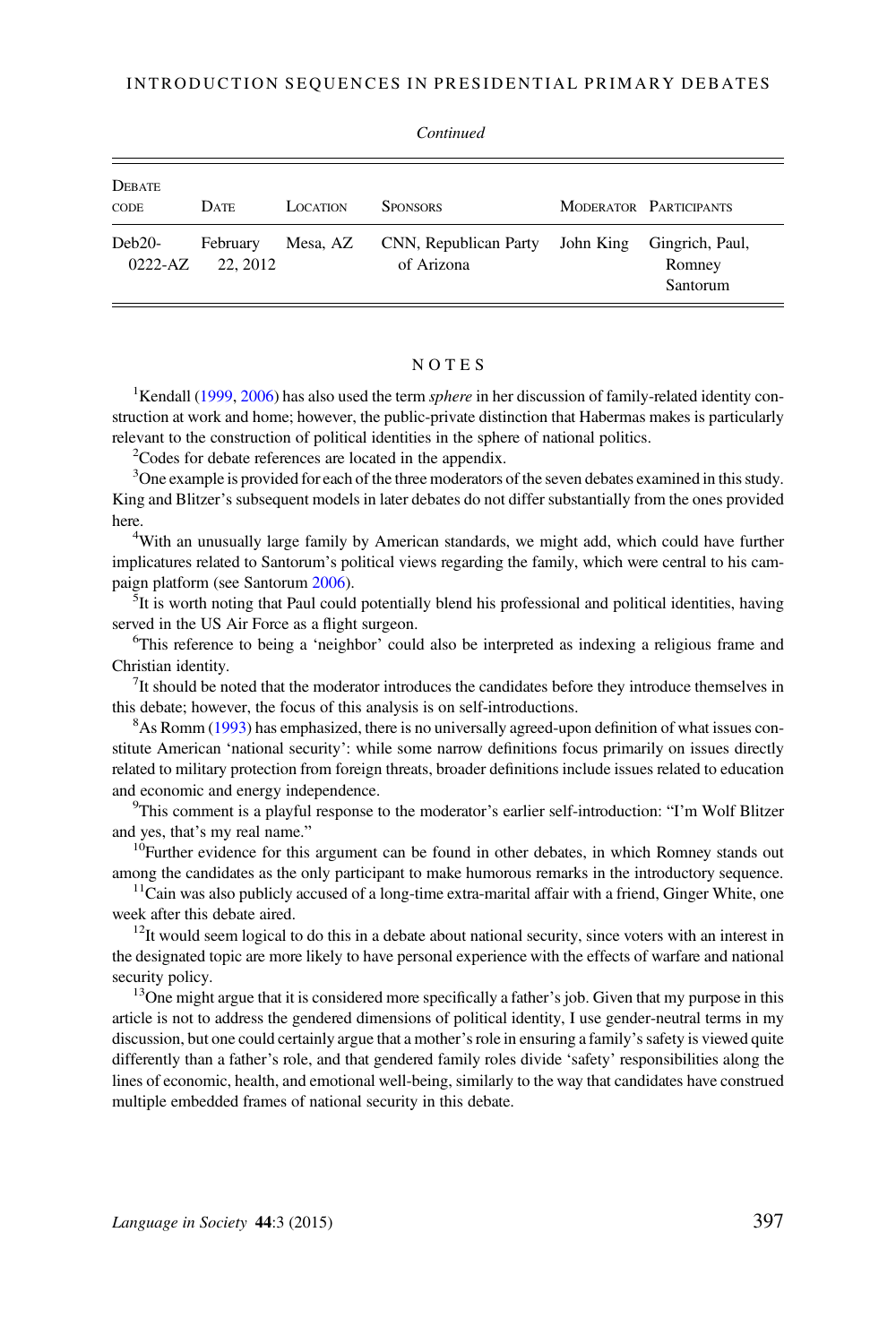*Continued*

| Debate code | Date | Location | Sponsors | Moderator | Participants |
|---|---|---|---|---|---|
| Deb20-0222-AZ | February 22, 2012 | Mesa, AZ | CNN, Republican Party of Arizona | John King | Gingrich, Paul, Romney Santorum |

## NOTES

[1]Kendall (1999, 2006) has also used the term *sphere* in her discussion of family-related identity construction at work and home; however, the public-private distinction that Habermas makes is particularly relevant to the construction of political identities in the sphere of national politics.

[2]Codes for debate references are located in the appendix.

[3]One example is provided for each of the three moderators of the seven debates examined in this study. King and Blitzer's subsequent models in later debates do not differ substantially from the ones provided here.

[4]With an unusually large family by American standards, we might add, which could have further implicatures related to Santorum's political views regarding the family, which were central to his campaign platform (see Santorum 2006).

[5]It is worth noting that Paul could potentially blend his professional and political identities, having served in the US Air Force as a flight surgeon.

[6]This reference to being a 'neighbor' could also be interpreted as indexing a religious frame and Christian identity.

[7]It should be noted that the moderator introduces the candidates before they introduce themselves in this debate; however, the focus of this analysis is on self-introductions.

[8]As Romm (1993) has emphasized, there is no universally agreed-upon definition of what issues constitute American 'national security': while some narrow definitions focus primarily on issues directly related to military protection from foreign threats, broader definitions include issues related to education and economic and energy independence.

[9]This comment is a playful response to the moderator's earlier self-introduction: "I'm Wolf Blitzer and yes, that's my real name."

[10]Further evidence for this argument can be found in other debates, in which Romney stands out among the candidates as the only participant to make humorous remarks in the introductory sequence.

[11]Cain was also publicly accused of a long-time extra-marital affair with a friend, Ginger White, one week after this debate aired.

[12]It would seem logical to do this in a debate about national security, since voters with an interest in the designated topic are more likely to have personal experience with the effects of warfare and national security policy.

[13]One might argue that it is considered more specifically a father's job. Given that my purpose in this article is not to address the gendered dimensions of political identity, I use gender-neutral terms in my discussion, but one could certainly argue that a mother's role in ensuring a family's safety is viewed quite differently than a father's role, and that gendered family roles divide 'safety' responsibilities along the lines of economic, health, and emotional well-being, similarly to the way that candidates have construed multiple embedded frames of national security in this debate.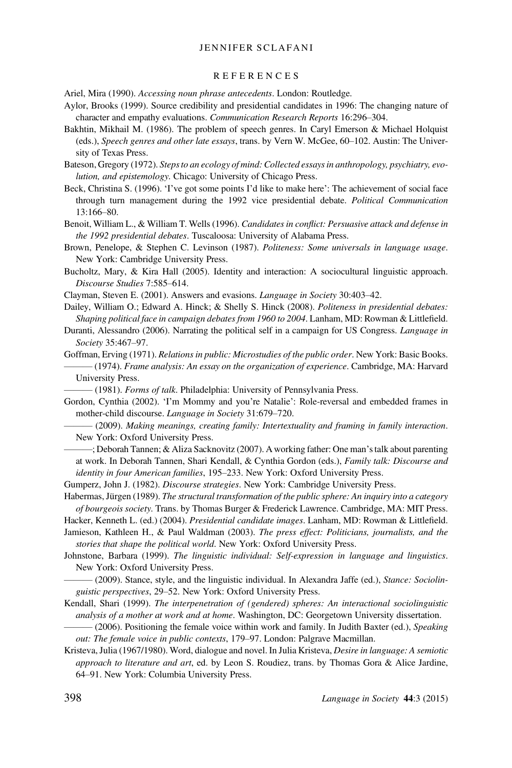## REFERENCES

Ariel, Mira (1990). *Accessing noun phrase antecedents*. London: Routledge.

Aylor, Brooks (1999). Source credibility and presidential candidates in 1996: The changing nature of character and empathy evaluations. *Communication Research Reports* 16:296–304.

Bakhtin, Mikhail M. (1986). The problem of speech genres. In Caryl Emerson & Michael Holquist (eds.), *Speech genres and other late essays*, trans. by Vern W. McGee, 60–102. Austin: The University of Texas Press.

Bateson, Gregory (1972). *Steps to an ecology of mind: Collected essays in anthropology, psychiatry, evolution, and epistemology*. Chicago: University of Chicago Press.

Beck, Christina S. (1996). 'I've got some points I'd like to make here': The achievement of social face through turn management during the 1992 vice presidential debate. *Political Communication* 13:166–80.

Benoit, William L., & William T. Wells (1996). *Candidates in conflict: Persuasive attack and defense in the 1992 presidential debates*. Tuscaloosa: University of Alabama Press.

Brown, Penelope, & Stephen C. Levinson (1987). *Politeness: Some universals in language usage*. New York: Cambridge University Press.

Bucholtz, Mary, & Kira Hall (2005). Identity and interaction: A sociocultural linguistic approach. *Discourse Studies* 7:585–614.

Clayman, Steven E. (2001). Answers and evasions. *Language in Society* 30:403–42.

Dailey, William O.; Edward A. Hinck; & Shelly S. Hinck (2008). *Politeness in presidential debates: Shaping political face in campaign debates from 1960 to 2004*. Lanham, MD: Rowman & Littlefield.

Duranti, Alessandro (2006). Narrating the political self in a campaign for US Congress. *Language in Society* 35:467–97.

Goffman, Erving (1971). *Relations in public: Microstudies of the public order*. New York: Basic Books.

——— (1974). *Frame analysis: An essay on the organization of experience*. Cambridge, MA: Harvard University Press.

——— (1981). *Forms of talk*. Philadelphia: University of Pennsylvania Press.

Gordon, Cynthia (2002). 'I'm Mommy and you're Natalie': Role-reversal and embedded frames in mother-child discourse. *Language in Society* 31:679–720.

——— (2009). *Making meanings, creating family: Intertextuality and framing in family interaction*. New York: Oxford University Press.

———; Deborah Tannen; & Aliza Sacknovitz (2007). A working father: One man's talk about parenting at work. In Deborah Tannen, Shari Kendall, & Cynthia Gordon (eds.), *Family talk: Discourse and identity in four American families*, 195–233. New York: Oxford University Press.

Gumperz, John J. (1982). *Discourse strategies*. New York: Cambridge University Press.

Habermas, Jürgen (1989). *The structural transformation of the public sphere: An inquiry into a category of bourgeois society*. Trans. by Thomas Burger & Frederick Lawrence. Cambridge, MA: MIT Press.

Hacker, Kenneth L. (ed.) (2004). *Presidential candidate images*. Lanham, MD: Rowman & Littlefield.

Jamieson, Kathleen H., & Paul Waldman (2003). *The press effect: Politicians, journalists, and the stories that shape the political world*. New York: Oxford University Press.

Johnstone, Barbara (1999). *The linguistic individual: Self-expression in language and linguistics*. New York: Oxford University Press.

——— (2009). Stance, style, and the linguistic individual. In Alexandra Jaffe (ed.), *Stance: Sociolinguistic perspectives*, 29–52. New York: Oxford University Press.

Kendall, Shari (1999). *The interpenetration of (gendered) spheres: An interactional sociolinguistic analysis of a mother at work and at home*. Washington, DC: Georgetown University dissertation.

——— (2006). Positioning the female voice within work and family. In Judith Baxter (ed.), *Speaking out: The female voice in public contexts*, 179–97. London: Palgrave Macmillan.

Kristeva, Julia (1967/1980). Word, dialogue and novel. In Julia Kristeva, *Desire in language: A semiotic approach to literature and art*, ed. by Leon S. Roudiez, trans. by Thomas Gora & Alice Jardine, 64–91. New York: Columbia University Press.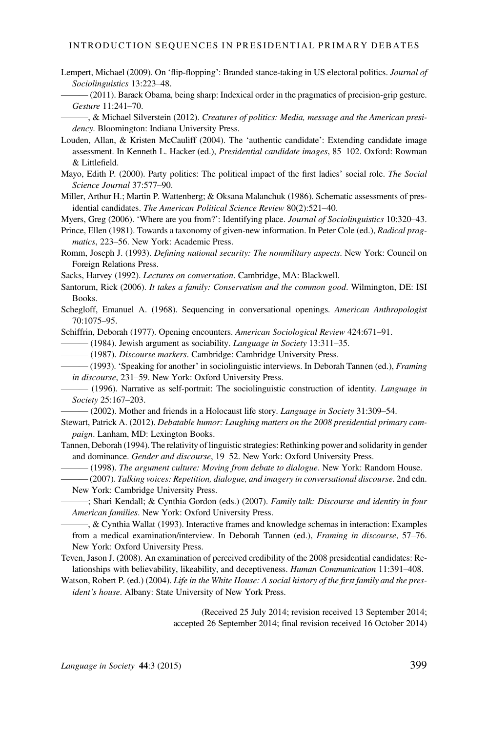Lempert, Michael (2009). On 'flip-flopping': Branded stance-taking in US electoral politics. *Journal of Sociolinguistics* 13:223–48.

——— (2011). Barack Obama, being sharp: Indexical order in the pragmatics of precision-grip gesture. *Gesture* 11:241–70.

———, & Michael Silverstein (2012). *Creatures of politics: Media, message and the American presidency*. Bloomington: Indiana University Press.

Louden, Allan, & Kristen McCauliff (2004). The 'authentic candidate': Extending candidate image assessment. In Kenneth L. Hacker (ed.), *Presidential candidate images*, 85–102. Oxford: Rowman & Littlefield.

Mayo, Edith P. (2000). Party politics: The political impact of the first ladies' social role. *The Social Science Journal* 37:577–90.

Miller, Arthur H.; Martin P. Wattenberg; & Oksana Malanchuk (1986). Schematic assessments of presidential candidates. *The American Political Science Review* 80(2):521–40.

Myers, Greg (2006). 'Where are you from?': Identifying place. *Journal of Sociolinguistics* 10:320–43.

Prince, Ellen (1981). Towards a taxonomy of given-new information. In Peter Cole (ed.), *Radical pragmatics*, 223–56. New York: Academic Press.

Romm, Joseph J. (1993). *Defining national security: The nonmilitary aspects*. New York: Council on Foreign Relations Press.

Sacks, Harvey (1992). *Lectures on conversation*. Cambridge, MA: Blackwell.

Santorum, Rick (2006). *It takes a family: Conservatism and the common good*. Wilmington, DE: ISI Books.

Schegloff, Emanuel A. (1968). Sequencing in conversational openings. *American Anthropologist* 70:1075–95.

Schiffrin, Deborah (1977). Opening encounters. *American Sociological Review* 424:671–91.

——— (1984). Jewish argument as sociability. *Language in Society* 13:311–35.

——— (1987). *Discourse markers*. Cambridge: Cambridge University Press.

——— (1993). 'Speaking for another' in sociolinguistic interviews. In Deborah Tannen (ed.), *Framing in discourse*, 231–59. New York: Oxford University Press.

——— (1996). Narrative as self-portrait: The sociolinguistic construction of identity. *Language in Society* 25:167–203.

——— (2002). Mother and friends in a Holocaust life story. *Language in Society* 31:309–54.

Stewart, Patrick A. (2012). *Debatable humor: Laughing matters on the 2008 presidential primary campaign*. Lanham, MD: Lexington Books.

Tannen, Deborah (1994). The relativity of linguistic strategies: Rethinking power and solidarity in gender and dominance. *Gender and discourse*, 19–52. New York: Oxford University Press.

——— (1998). *The argument culture: Moving from debate to dialogue*. New York: Random House.

——— (2007). *Talking voices: Repetition, dialogue, and imagery in conversational discourse*. 2nd edn. New York: Cambridge University Press.

———; Shari Kendall; & Cynthia Gordon (eds.) (2007). *Family talk: Discourse and identity in four American families*. New York: Oxford University Press.

———, & Cynthia Wallat (1993). Interactive frames and knowledge schemas in interaction: Examples from a medical examination/interview. In Deborah Tannen (ed.), *Framing in discourse*, 57–76. New York: Oxford University Press.

Teven, Jason J. (2008). An examination of perceived credibility of the 2008 presidential candidates: Relationships with believability, likeability, and deceptiveness. *Human Communication* 11:391–408.

Watson, Robert P. (ed.) (2004). *Life in the White House: A social history of the first family and the president's house*. Albany: State University of New York Press.

(Received 25 July 2014; revision received 13 September 2014;
accepted 26 September 2014; final revision received 16 October 2014)